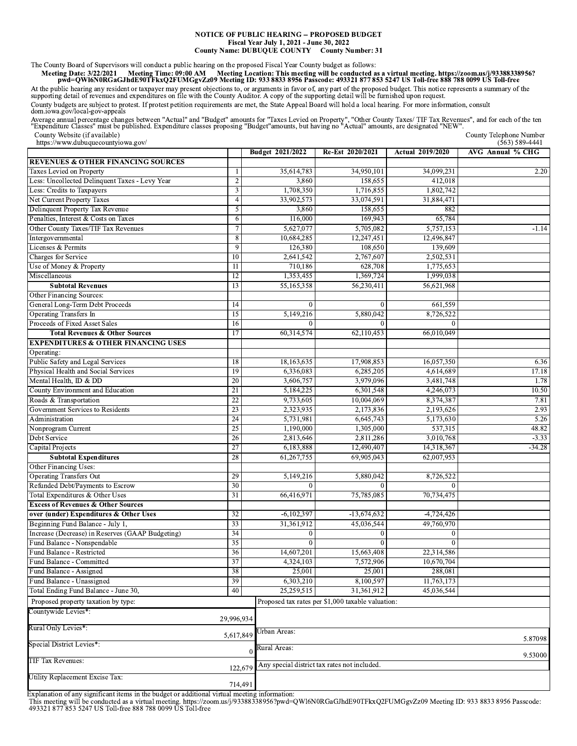**NOTICE OF PUBLIC HEARING -- PROPOSED BUDGET**
**Fiscal Year July 1, 2021 - June 30, 2022**
**County Name: DUBUQUE COUNTY County Number: 31**

The County Board of Supervisors will conduct a public hearing on the proposed Fiscal Year County budget as follows:

**Meeting Date: 3/22/2021 Meeting Time: 09:00 AM Meeting Location: This meeting will be conducted as a virtual meeting. https://zoom.us/j/93388338956?pwd=QWl6N0RGaGJhdE90TFkxQ2FUMGgvZz09 Meeting ID: 933 8833 8956 Passcode: 493321 877 853 5247 US Toll-free 888 788 0099 US Toll-free**

At the public hearing any resident or taxpayer may present objections to, or arguments in favor of, any part of the proposed budget. This notice represents a summary of the supporting detail of revenues and expenditures on file with the County Auditor. A copy of the supporting detail will be furnished upon request.

County budgets are subject to protest. If protest petition requirements are met, the State Appeal Board will hold a local hearing. For more information, consult dom.iowa.gov/local-gov-appeals

Average annual percentage changes between "Actual" and "Budget" amounts for "Taxes Levied on Property", "Other County Taxes/ TIF Tax Revenues", and for each of the ten "Expenditure Classes" must be published. Expenditure classes proposing "Budget"amounts, but having no "Actual" amounts, are designated "NEW".

County Website (if available) https://www.dubuquecountyiowa.gov/

County Telephone Number (563) 589-4441

| | | Budget 2021/2022 | Re-Est 2020/2021 | Actual 2019/2020 | AVG Annual % CHG |
|---|---|---|---|---|---|
| **REVENUES & OTHER FINANCING SOURCES** | | | | | |
| Taxes Levied on Property | 1 | 35,614,783 | 34,950,101 | 34,099,231 | 2.20 |
| Less: Uncollected Delinquent Taxes - Levy Year | 2 | 3,860 | 158,655 | 412,018 | |
| Less: Credits to Taxpayers | 3 | 1,708,350 | 1,716,855 | 1,802,742 | |
| Net Current Property Taxes | 4 | 33,902,573 | 33,074,591 | 31,884,471 | |
| Delinquent Property Tax Revenue | 5 | 3,860 | 158,655 | 882 | |
| Penalties, Interest & Costs on Taxes | 6 | 116,000 | 169,943 | 65,784 | |
| Other County Taxes/TIF Tax Revenues | 7 | 5,627,077 | 5,705,082 | 5,757,153 | -1.14 |
| Intergovernmental | 8 | 10,684,285 | 12,247,451 | 12,496,847 | |
| Licenses & Permits | 9 | 126,380 | 108,650 | 139,609 | |
| Charges for Service | 10 | 2,641,542 | 2,767,607 | 2,502,531 | |
| Use of Money & Property | 11 | 710,186 | 628,708 | 1,775,653 | |
| Miscellaneous | 12 | 1,353,455 | 1,369,724 | 1,999,038 | |
| **Subtotal Revenues** | 13 | 55,165,358 | 56,230,411 | 56,621,968 | |
| Other Financing Sources: | | | | | |
| General Long-Term Debt Proceeds | 14 | 0 | 0 | 661,559 | |
| Operating Transfers In | 15 | 5,149,216 | 5,880,042 | 8,726,522 | |
| Proceeds of Fixed Asset Sales | 16 | 0 | 0 | 0 | |
| **Total Revenues & Other Sources** | 17 | 60,314,574 | 62,110,453 | 66,010,049 | |
| **EXPENDITURES & OTHER FINANCING USES** | | | | | |
| Operating: | | | | | |
| Public Safety and Legal Services | 18 | 18,163,635 | 17,908,853 | 16,057,350 | 6.36 |
| Physical Health and Social Services | 19 | 6,336,083 | 6,285,205 | 4,614,689 | 17.18 |
| Mental Health, ID & DD | 20 | 3,606,757 | 3,979,096 | 3,481,748 | 1.78 |
| County Environment and Education | 21 | 5,184,225 | 6,301,548 | 4,246,073 | 10.50 |
| Roads & Transportation | 22 | 9,733,605 | 10,004,069 | 8,374,387 | 7.81 |
| Government Services to Residents | 23 | 2,323,935 | 2,173,836 | 2,193,626 | 2.93 |
| Administration | 24 | 5,731,981 | 6,645,743 | 5,173,630 | 5.26 |
| Nonprogram Current | 25 | 1,190,000 | 1,305,000 | 537,315 | 48.82 |
| Debt Service | 26 | 2,813,646 | 2,811,286 | 3,010,768 | -3.33 |
| Capital Projects | 27 | 6,183,888 | 12,490,407 | 14,318,367 | -34.28 |
| **Subtotal Expenditures** | 28 | 61,267,755 | 69,905,043 | 62,007,953 | |
| Other Financing Uses: | | | | | |
| Operating Transfers Out | 29 | 5,149,216 | 5,880,042 | 8,726,522 | |
| Refunded Debt/Payments to Escrow | 30 | 0 | 0 | 0 | |
| Total Expenditures & Other Uses | 31 | 66,416,971 | 75,785,085 | 70,734,475 | |
| **Excess of Revenues & Other Sources** | | | | | |
| **over (under) Expenditures & Other Uses** | 32 | -6,102,397 | -13,674,632 | -4,724,426 | |
| Beginning Fund Balance - July 1, | 33 | 31,361,912 | 45,036,544 | 49,760,970 | |
| Increase (Decrease) in Reserves (GAAP Budgeting) | 34 | 0 | 0 | 0 | |
| Fund Balance - Nonspendable | 35 | 0 | 0 | 0 | |
| Fund Balance - Restricted | 36 | 14,607,201 | 15,663,408 | 22,314,586 | |
| Fund Balance - Committed | 37 | 4,324,103 | 7,572,906 | 10,670,704 | |
| Fund Balance - Assigned | 38 | 25,001 | 25,001 | 288,081 | |
| Fund Balance - Unassigned | 39 | 6,303,210 | 8,100,597 | 11,763,173 | |
| Total Ending Fund Balance - June 30, | 40 | 25,259,515 | 31,361,912 | 45,036,544 | |

| Proposed property taxation by type: | | Proposed tax rates per $1,000 taxable valuation: | |
|---|---|---|---|
| Countywide Levies*: | 29,996,934 | | |
| Rural Only Levies*: | 5,617,849 | Urban Areas: | 5.87098 |
| Special District Levies*: | 0 | Rural Areas: | 9.53000 |
| TIF Tax Revenues: | 122,679 | Any special district tax rates not included. | |
| Utility Replacement Excise Tax: | 714,491 | | |

Explanation of any significant items in the budget or additional virtual meeting information:
This meeting will be conducted as a virtual meeting. https://zoom.us/j/93388338956?pwd=QWl6N0RGaGJhdE90TFkxQ2FUMGgvZz09 Meeting ID: 933 8833 8956 Passcode: 493321 877 853 5247 US Toll-free 888 788 0099 US Toll-free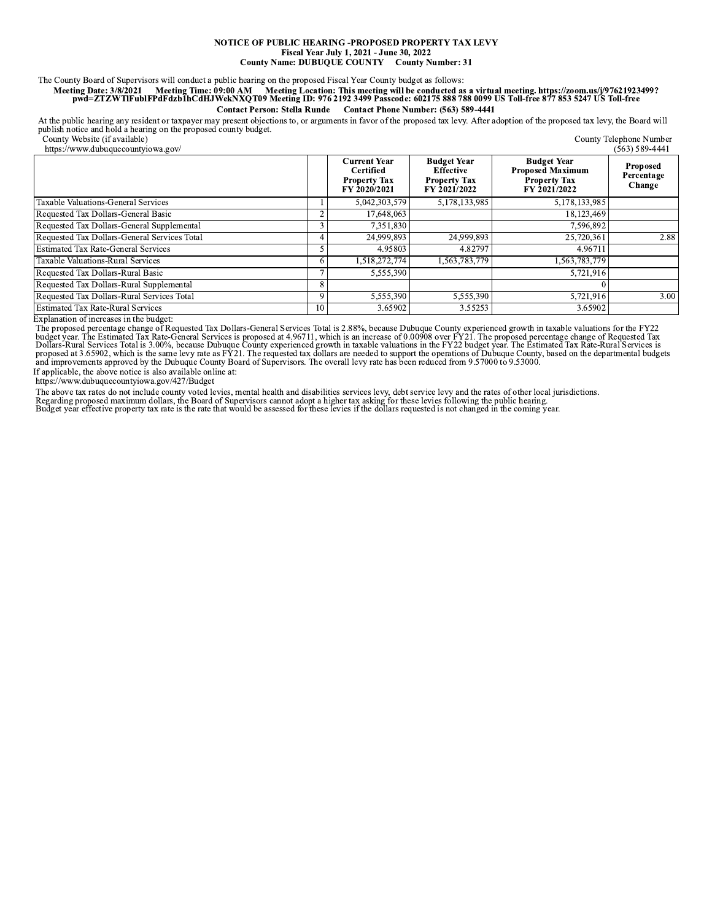**NOTICE OF PUBLIC HEARING -PROPOSED PROPERTY TAX LEVY**
**Fiscal Year July 1, 2021 - June 30, 2022**
**County Name: DUBUQUE COUNTY County Number: 31**

The County Board of Supervisors will conduct a public hearing on the proposed Fiscal Year County budget as follows:

**Meeting Date: 3/8/2021 Meeting Time: 09:00 AM Meeting Location: This meeting will be conducted as a virtual meeting. https://zoom.us/j/97621923499?pwd=ZTZWTlFublFPdFdzbIhCdHJWekNXQT09 Meeting ID: 976 2192 3499 Passcode: 602175 888 788 0099 US Toll-free 877 853 5247 US Toll-free**

**Contact Person: Stella Runde Contact Phone Number: (563) 589-4441**

At the public hearing any resident or taxpayer may present objections to, or arguments in favor of the proposed tax levy. After adoption of the proposed tax levy, the Board will publish notice and hold a hearing on the proposed county budget.

County Website (if available): https://www.dubuquecountyiowa.gov/

County Telephone Number: (563) 589-4441

| | | Current Year Certified Property Tax FY 2020/2021 | Budget Year Effective Property Tax FY 2021/2022 | Budget Year Proposed Maximum Property Tax FY 2021/2022 | Proposed Percentage Change |
|---|---|---|---|---|---|
| Taxable Valuations-General Services | 1 | 5,042,303,579 | 5,178,133,985 | 5,178,133,985 | |
| Requested Tax Dollars-General Basic | 2 | 17,648,063 | | 18,123,469 | |
| Requested Tax Dollars-General Supplemental | 3 | 7,351,830 | | 7,596,892 | |
| Requested Tax Dollars-General Services Total | 4 | 24,999,893 | 24,999,893 | 25,720,361 | 2.88 |
| Estimated Tax Rate-General Services | 5 | 4.95803 | 4.82797 | 4.96711 | |
| Taxable Valuations-Rural Services | 6 | 1,518,272,774 | 1,563,783,779 | 1,563,783,779 | |
| Requested Tax Dollars-Rural Basic | 7 | 5,555,390 | | 5,721,916 | |
| Requested Tax Dollars-Rural Supplemental | 8 | | | 0 | |
| Requested Tax Dollars-Rural Services Total | 9 | 5,555,390 | 5,555,390 | 5,721,916 | 3.00 |
| Estimated Tax Rate-Rural Services | 10 | 3.65902 | 3.55253 | 3.65902 | |

Explanation of increases in the budget:

The proposed percentage change of Requested Tax Dollars-General Services Total is 2.88%, because Dubuque County experienced growth in taxable valuations for the FY22 budget year. The Estimated Tax Rate-General Services is proposed at 4.96711, which is an increase of 0.00908 over FY21. The proposed percentage change of Requested Tax Dollars-Rural Services Total is 3.00%, because Dubuque County experienced growth in taxable valuations in the FY22 budget year. The Estimated Tax Rate-Rural Services is proposed at 3.65902, which is the same levy rate as FY21. The requested tax dollars are needed to support the operations of Dubuque County, based on the departmental budgets and improvements approved by the Dubuque County Board of Supervisors. The overall levy rate has been reduced from 9.57000 to 9.53000.

If applicable, the above notice is also available online at:
https://www.dubuquecountyiowa.gov/427/Budget

The above tax rates do not include county voted levies, mental health and disabilities services levy, debt service levy and the rates of other local jurisdictions.
Regarding proposed maximum dollars, the Board of Supervisors cannot adopt a higher tax asking for these levies following the public hearing.
Budget year effective property tax rate is the rate that would be assessed for these levies if the dollars requested is not changed in the coming year.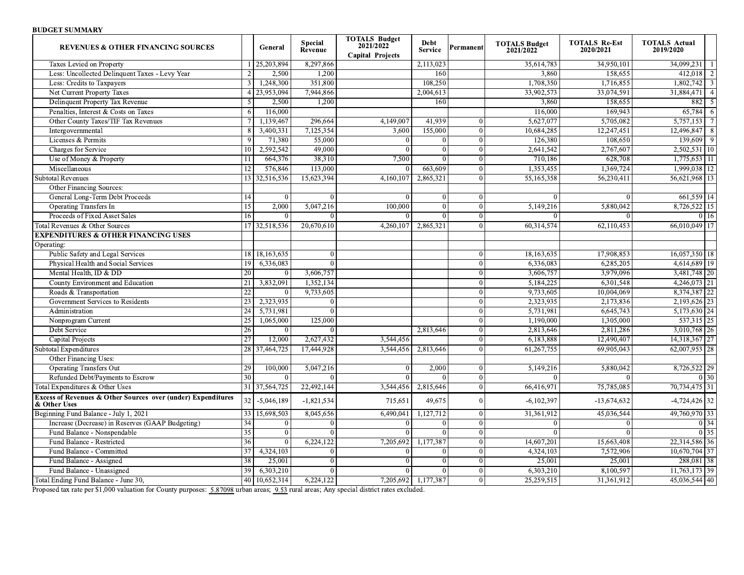**BUDGET SUMMARY**

| REVENUES & OTHER FINANCING SOURCES | | General | Special Revenue | TOTALS Budget 2021/2022 Capital Projects | Debt Service | Permanent | TOTALS Budget 2021/2022 | TOTALS Re-Est 2020/2021 | TOTALS Actual 2019/2020 | |
|---|---|---|---|---|---|---|---|---|---|---|
| Taxes Levied on Property | 1 | 25,203,894 | 8,297,866 | | 2,113,023 | | 35,614,783 | 34,950,101 | 34,099,231 | 1 |
| Less: Uncollected Delinquent Taxes - Levy Year | 2 | 2,500 | 1,200 | | 160 | | 3,860 | 158,655 | 412,018 | 2 |
| Less: Credits to Taxpayers | 3 | 1,248,300 | 351,800 | | 108,250 | | 1,708,350 | 1,716,855 | 1,802,742 | 3 |
| Net Current Property Taxes | 4 | 23,953,094 | 7,944,866 | | 2,004,613 | | 33,902,573 | 33,074,591 | 31,884,471 | 4 |
| Delinquent Property Tax Revenue | 5 | 2,500 | 1,200 | | 160 | | 3,860 | 158,655 | 882 | 5 |
| Penalties, Interest & Costs on Taxes | 6 | 116,000 | | | | | 116,000 | 169,943 | 65,784 | 6 |
| Other County Taxes/TIF Tax Revenues | 7 | 1,139,467 | 296,664 | 4,149,007 | 41,939 | 0 | 5,627,077 | 5,705,082 | 5,757,153 | 7 |
| Intergovernmental | 8 | 3,400,331 | 7,125,354 | 3,600 | 155,000 | 0 | 10,684,285 | 12,247,451 | 12,496,847 | 8 |
| Licenses & Permits | 9 | 71,380 | 55,000 | 0 | 0 | 0 | 126,380 | 108,650 | 139,609 | 9 |
| Charges for Service | 10 | 2,592,542 | 49,000 | 0 | 0 | 0 | 2,641,542 | 2,767,607 | 2,502,531 | 10 |
| Use of Money & Property | 11 | 664,376 | 38,310 | 7,500 | 0 | 0 | 710,186 | 628,708 | 1,775,653 | 11 |
| Miscellaneous | 12 | 576,846 | 113,000 | 0 | 663,609 | 0 | 1,353,455 | 1,369,724 | 1,999,038 | 12 |
| Subtotal Revenues | 13 | 32,516,536 | 15,623,394 | 4,160,107 | 2,865,321 | 0 | 55,165,358 | 56,230,411 | 56,621,968 | 13 |
| Other Financing Sources: | | | | | | | | | | |
| General Long-Term Debt Proceeds | 14 | 0 | 0 | 0 | 0 | 0 | 0 | 0 | 661,559 | 14 |
| Operating Transfers In | 15 | 2,000 | 5,047,216 | 100,000 | 0 | 0 | 5,149,216 | 5,880,042 | 8,726,522 | 15 |
| Proceeds of Fixed Asset Sales | 16 | 0 | 0 | 0 | 0 | 0 | 0 | 0 | 0 | 16 |
| Total Revenues & Other Sources | 17 | 32,518,536 | 20,670,610 | 4,260,107 | 2,865,321 | 0 | 60,314,574 | 62,110,453 | 66,010,049 | 17 |
| **EXPENDITURES & OTHER FINANCING USES** | | | | | | | | | | |
| Operating: | | | | | | | | | | |
| Public Safety and Legal Services | 18 | 18,163,635 | 0 | | | 0 | 18,163,635 | 17,908,853 | 16,057,350 | 18 |
| Physical Health and Social Services | 19 | 6,336,083 | 0 | | | 0 | 6,336,083 | 6,285,205 | 4,614,689 | 19 |
| Mental Health, ID & DD | 20 | 0 | 3,606,757 | | | 0 | 3,606,757 | 3,979,096 | 3,481,748 | 20 |
| County Environment and Education | 21 | 3,832,091 | 1,352,134 | | | 0 | 5,184,225 | 6,301,548 | 4,246,073 | 21 |
| Roads & Transportation | 22 | 0 | 9,733,605 | | | 0 | 9,733,605 | 10,004,069 | 8,374,387 | 22 |
| Government Services to Residents | 23 | 2,323,935 | 0 | | | 0 | 2,323,935 | 2,173,836 | 2,193,626 | 23 |
| Administration | 24 | 5,731,981 | 0 | | | 0 | 5,731,981 | 6,645,743 | 5,173,630 | 24 |
| Nonprogram Current | 25 | 1,065,000 | 125,000 | | | 0 | 1,190,000 | 1,305,000 | 537,315 | 25 |
| Debt Service | 26 | 0 | 0 | | 2,813,646 | 0 | 2,813,646 | 2,811,286 | 3,010,768 | 26 |
| Capital Projects | 27 | 12,000 | 2,627,432 | 3,544,456 | | 0 | 6,183,888 | 12,490,407 | 14,318,367 | 27 |
| Subtotal Expenditures | 28 | 37,464,725 | 17,444,928 | 3,544,456 | 2,813,646 | 0 | 61,267,755 | 69,905,043 | 62,007,953 | 28 |
| Other Financing Uses: | | | | | | | | | | |
| Operating Transfers Out | 29 | 100,000 | 5,047,216 | 0 | 2,000 | 0 | 5,149,216 | 5,880,042 | 8,726,522 | 29 |
| Refunded Debt/Payments to Escrow | 30 | 0 | 0 | 0 | 0 | 0 | 0 | 0 | 0 | 30 |
| Total Expenditures & Other Uses | 31 | 37,564,725 | 22,492,144 | 3,544,456 | 2,815,646 | 0 | 66,416,971 | 75,785,085 | 70,734,475 | 31 |
| **Excess of Revenues & Other Sources over (under) Expenditures & Other Uses** | 32 | -5,046,189 | -1,821,534 | 715,651 | 49,675 | 0 | -6,102,397 | -13,674,632 | -4,724,426 | 32 |
| Beginning Fund Balance - July 1, 2021 | 33 | 15,698,503 | 8,045,656 | 6,490,041 | 1,127,712 | 0 | 31,361,912 | 45,036,544 | 49,760,970 | 33 |
| Increase (Decrease) in Reserves (GAAP Budgeting) | 34 | 0 | 0 | 0 | 0 | 0 | 0 | 0 | 0 | 34 |
| Fund Balance - Nonspendable | 35 | 0 | 0 | 0 | 0 | 0 | 0 | 0 | 0 | 35 |
| Fund Balance - Restricted | 36 | 0 | 6,224,122 | 7,205,692 | 1,177,387 | 0 | 14,607,201 | 15,663,408 | 22,314,586 | 36 |
| Fund Balance - Committed | 37 | 4,324,103 | 0 | 0 | 0 | 0 | 4,324,103 | 7,572,906 | 10,670,704 | 37 |
| Fund Balance - Assigned | 38 | 25,001 | 0 | 0 | 0 | 0 | 25,001 | 25,001 | 288,081 | 38 |
| Fund Balance - Unassigned | 39 | 6,303,210 | 0 | 0 | 0 | 0 | 6,303,210 | 8,100,597 | 11,763,173 | 39 |
| Total Ending Fund Balance - June 30, | 40 | 10,652,314 | 6,224,122 | 7,205,692 | 1,177,387 | 0 | 25,259,515 | 31,361,912 | 45,036,544 | 40 |

Proposed tax rate per $1,000 valuation for County purposes: 5.87098 urban areas; 9.53 rural areas; Any special district rates excluded.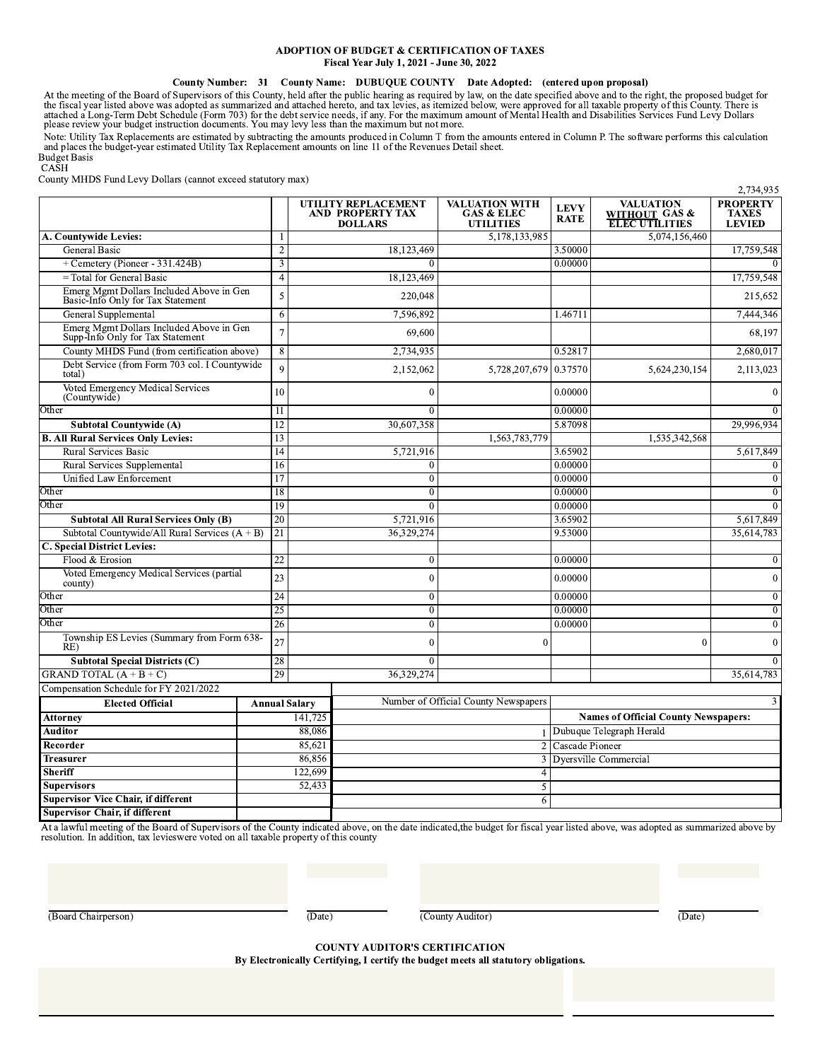**ADOPTION OF BUDGET & CERTIFICATION OF TAXES**
**Fiscal Year July 1, 2021 - June 30, 2022**

**County Number: 31 County Name: DUBUQUE COUNTY Date Adopted: (entered upon proposal)**

At the meeting of the Board of Supervisors of this County, held after the public hearing as required by law, on the date specified above and to the right, the proposed budget for the fiscal year listed above was adopted as summarized and attached hereto, and tax levies, as itemized below, were approved for all taxable property of this County. There is attached a Long-Term Debt Schedule (Form 703) for the debt service needs, if any. For the maximum amount of Mental Health and Disabilities Services Fund Levy Dollars please review your budget instruction documents. You may levy less than the maximum but not more.

Note: Utility Tax Replacements are estimated by subtracting the amounts produced in Column T from the amounts entered in Column P. The software performs this calculation and places the budget-year estimated Utility Tax Replacement amounts on line 11 of the Revenues Detail sheet.

Budget Basis
CASH

County MHDS Fund Levy Dollars (cannot exceed statutory max) 2,734,935

| | | UTILITY REPLACEMENT AND PROPERTY TAX DOLLARS | VALUATION WITH GAS & ELEC UTILITIES | LEVY RATE | VALUATION WITHOUT GAS & ELEC UTILITIES | PROPERTY TAXES LEVIED |
|---|---|---|---|---|---|---|
| **A. Countywide Levies:** | 1 | | 5,178,133,985 | | 5,074,156,460 | |
| General Basic | 2 | 18,123,469 | | 3.50000 | | 17,759,548 |
| + Cemetery (Pioneer - 331.424B) | 3 | 0 | | 0.00000 | | 0 |
| = Total for General Basic | 4 | 18,123,469 | | | | 17,759,548 |
| Emerg Mgmt Dollars Included Above in Gen Basic-Info Only for Tax Statement | 5 | 220,048 | | | | 215,652 |
| General Supplemental | 6 | 7,596,892 | | 1.46711 | | 7,444,346 |
| Emerg Mgmt Dollars Included Above in Gen Supp-Info Only for Tax Statement | 7 | 69,600 | | | | 68,197 |
| County MHDS Fund (from certification above) | 8 | 2,734,935 | | 0.52817 | | 2,680,017 |
| Debt Service (from Form 703 col. I Countywide total) | 9 | 2,152,062 | 5,728,207,679 | 0.37570 | 5,624,230,154 | 2,113,023 |
| Voted Emergency Medical Services (Countywide) | 10 | 0 | | 0.00000 | | 0 |
| Other | 11 | 0 | | 0.00000 | | 0 |
| **Subtotal Countywide (A)** | 12 | 30,607,358 | | 5.87098 | | 29,996,934 |
| **B. All Rural Services Only Levies:** | 13 | | 1,563,783,779 | | 1,535,342,568 | |
| Rural Services Basic | 14 | 5,721,916 | | 3.65902 | | 5,617,849 |
| Rural Services Supplemental | 16 | 0 | | 0.00000 | | 0 |
| Unified Law Enforcement | 17 | 0 | | 0.00000 | | 0 |
| Other | 18 | 0 | | 0.00000 | | 0 |
| Other | 19 | 0 | | 0.00000 | | 0 |
| **Subtotal All Rural Services Only (B)** | 20 | 5,721,916 | | 3.65902 | | 5,617,849 |
| Subtotal Countywide/All Rural Services (A + B) | 21 | 36,329,274 | | 9.53000 | | 35,614,783 |
| **C. Special District Levies:** | | | | | | |
| Flood & Erosion | 22 | 0 | | 0.00000 | | 0 |
| Voted Emergency Medical Services (partial county) | 23 | 0 | | 0.00000 | | 0 |
| Other | 24 | 0 | | 0.00000 | | 0 |
| Other | 25 | 0 | | 0.00000 | | 0 |
| Other | 26 | 0 | | 0.00000 | | 0 |
| Township ES Levies (Summary from Form 638-RE) | 27 | 0 | 0 | | 0 | 0 |
| **Subtotal Special Districts (C)** | 28 | 0 | | | | 0 |
| GRAND TOTAL (A + B + C) | 29 | 36,329,274 | | | | 35,614,783 |

Compensation Schedule for FY 2021/2022

| Elected Official | Annual Salary |
|---|---|
| **Attorney** | 141,725 |
| **Auditor** | 88,086 |
| **Recorder** | 85,621 |
| **Treasurer** | 86,856 |
| **Sheriff** | 122,699 |
| **Supervisors** | 52,433 |
| **Supervisor Vice Chair, if different** | |
| **Supervisor Chair, if different** | |

| Number of Official County Newspapers | 3 |
|---|---|
| | **Names of Official County Newspapers:** |
| 1 | Dubuque Telegraph Herald |
| 2 | Cascade Pioneer |
| 3 | Dyersville Commercial |
| 4 | |
| 5 | |
| 6 | |

At a lawful meeting of the Board of Supervisors of the County indicated above, on the date indicated,the budget for fiscal year listed above, was adopted as summarized above by resolution. In addition, tax levieswere voted on all taxable property of this county

(Board Chairperson) (Date) (County Auditor) (Date)

**COUNTY AUDITOR'S CERTIFICATION**
**By Electronically Certifying, I certify the budget meets all statutory obligations.**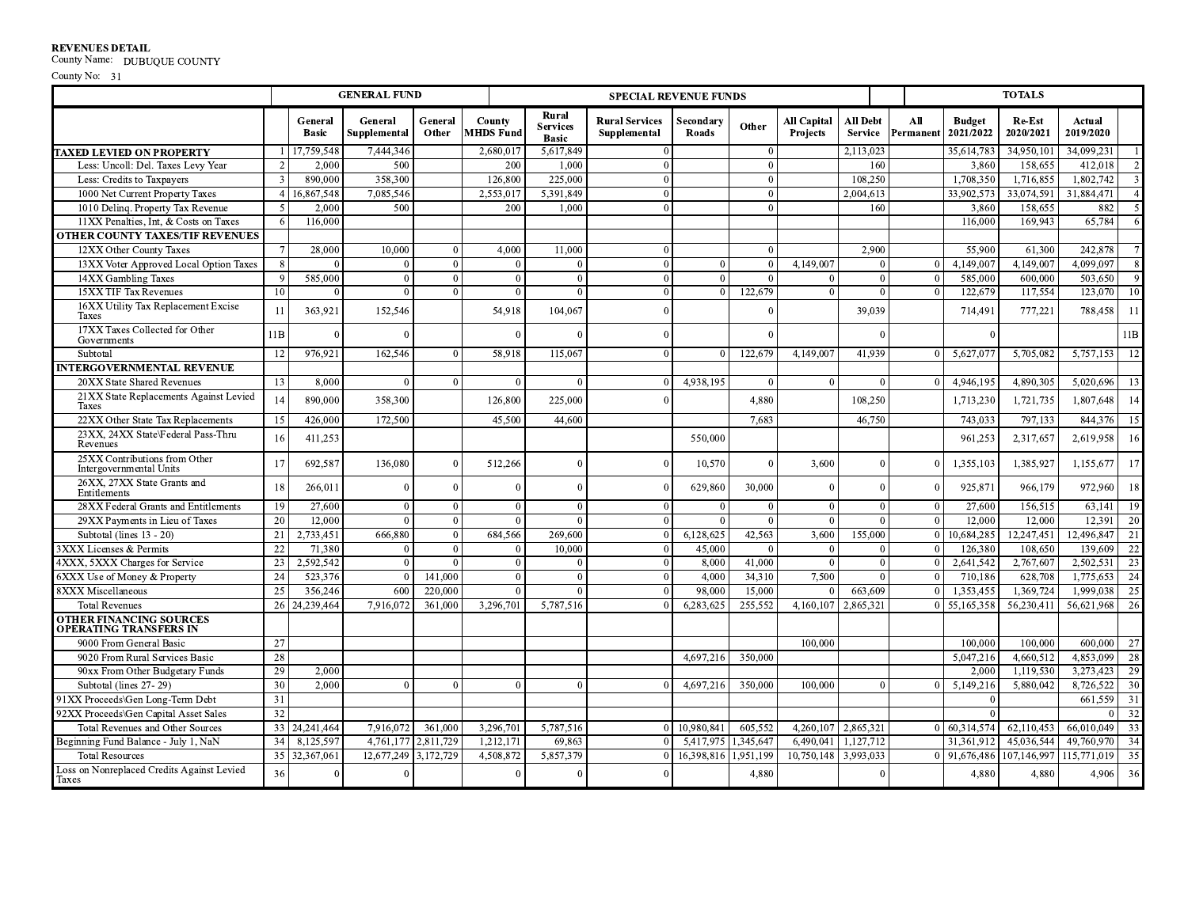**REVENUES DETAIL**
County Name: DUBUQUE COUNTY
County No: 31

| | | GENERAL FUND | | | SPECIAL REVENUE FUNDS | | | | | | | | TOTALS | | | |
|---|---|---|---|---|---|---|---|---|---|---|---|---|---|---|---|---|
| | | General Basic | General Supplemental | General Other | County MHDS Fund | Rural Services Basic | Rural Services Supplemental | Secondary Roads | Other | All Capital Projects | All Debt Service | All Permanent | Budget 2021/2022 | Re-Est 2020/2021 | Actual 2019/2020 | |
| **TAXED LEVIED ON PROPERTY** | 1 | 17,759,548 | 7,444,346 | | 2,680,017 | 5,617,849 | 0 | | 0 | | 2,113,023 | | 35,614,783 | 34,950,101 | 34,099,231 | 1 |
| Less: Uncoll: Del. Taxes Levy Year | 2 | 2,000 | 500 | | 200 | 1,000 | 0 | | 0 | | 160 | | 3,860 | 158,655 | 412,018 | 2 |
| Less: Credits to Taxpayers | 3 | 890,000 | 358,300 | | 126,800 | 225,000 | 0 | | 0 | | 108,250 | | 1,708,350 | 1,716,855 | 1,802,742 | 3 |
| 1000 Net Current Property Taxes | 4 | 16,867,548 | 7,085,546 | | 2,553,017 | 5,391,849 | 0 | | 0 | | 2,004,613 | | 33,902,573 | 33,074,591 | 31,884,471 | 4 |
| 1010 Delinq. Property Tax Revenue | 5 | 2,000 | 500 | | 200 | 1,000 | 0 | | 0 | | 160 | | 3,860 | 158,655 | 882 | 5 |
| 11XX Penalties, Int, & Costs on Taxes | 6 | 116,000 | | | | | | | | | | | 116,000 | 169,943 | 65,784 | 6 |
| **OTHER COUNTY TAXES/TIF REVENUES** | | | | | | | | | | | | | | | | |
| 12XX Other County Taxes | 7 | 28,000 | 10,000 | 0 | 4,000 | 11,000 | 0 | | 0 | | 2,900 | | 55,900 | 61,300 | 242,878 | 7 |
| 13XX Voter Approved Local Option Taxes | 8 | 0 | 0 | 0 | 0 | 0 | 0 | 0 | 0 | 4,149,007 | 0 | 0 | 4,149,007 | 4,149,007 | 4,099,097 | 8 |
| 14XX Gambling Taxes | 9 | 585,000 | 0 | 0 | 0 | 0 | 0 | 0 | 0 | 0 | 0 | 0 | 585,000 | 600,000 | 503,650 | 9 |
| 15XX TIF Tax Revenues | 10 | 0 | 0 | 0 | 0 | 0 | 0 | 0 | 122,679 | 0 | 0 | 0 | 122,679 | 117,554 | 123,070 | 10 |
| 16XX Utility Tax Replacement Excise Taxes | 11 | 363,921 | 152,546 | | 54,918 | 104,067 | 0 | | 0 | | 39,039 | | 714,491 | 777,221 | 788,458 | 11 |
| 17XX Taxes Collected for Other Governments | 11B | 0 | 0 | | 0 | 0 | 0 | | 0 | | 0 | | 0 | | | 11B |
| Subtotal | 12 | 976,921 | 162,546 | 0 | 58,918 | 115,067 | 0 | 0 | 122,679 | 4,149,007 | 41,939 | 0 | 5,627,077 | 5,705,082 | 5,757,153 | 12 |
| **INTERGOVERNMENTAL REVENUE** | | | | | | | | | | | | | | | | |
| 20XX State Shared Revenues | 13 | 8,000 | 0 | 0 | 0 | 0 | 0 | 4,938,195 | 0 | 0 | 0 | 0 | 4,946,195 | 4,890,305 | 5,020,696 | 13 |
| 21XX State Replacements Against Levied Taxes | 14 | 890,000 | 358,300 | | 126,800 | 225,000 | 0 | | 4,880 | | 108,250 | | 1,713,230 | 1,721,735 | 1,807,648 | 14 |
| 22XX Other State Tax Replacements | 15 | 426,000 | 172,500 | | 45,500 | 44,600 | | | 7,683 | | 46,750 | | 743,033 | 797,133 | 844,376 | 15 |
| 23XX, 24XX State\Federal Pass-Thru Revenues | 16 | 411,253 | | | | | | 550,000 | | | | | 961,253 | 2,317,657 | 2,619,958 | 16 |
| 25XX Contributions from Other Intergovernmental Units | 17 | 692,587 | 136,080 | 0 | 512,266 | 0 | 0 | 10,570 | 0 | 3,600 | 0 | 0 | 1,355,103 | 1,385,927 | 1,155,677 | 17 |
| 26XX, 27XX State Grants and Entitlements | 18 | 266,011 | 0 | 0 | 0 | 0 | 0 | 629,860 | 30,000 | 0 | 0 | 0 | 925,871 | 966,179 | 972,960 | 18 |
| 28XX Federal Grants and Entitlements | 19 | 27,600 | 0 | 0 | 0 | 0 | 0 | 0 | 0 | 0 | 0 | 0 | 27,600 | 156,515 | 63,141 | 19 |
| 29XX Payments in Lieu of Taxes | 20 | 12,000 | 0 | 0 | 0 | 0 | 0 | 0 | 0 | 0 | 0 | 0 | 12,000 | 12,000 | 12,391 | 20 |
| Subtotal (lines 13 - 20) | 21 | 2,733,451 | 666,880 | 0 | 684,566 | 269,600 | 0 | 6,128,625 | 42,563 | 3,600 | 155,000 | 0 | 10,684,285 | 12,247,451 | 12,496,847 | 21 |
| 3XXX Licenses & Permits | 22 | 71,380 | 0 | 0 | 0 | 10,000 | 0 | 45,000 | 0 | 0 | 0 | 0 | 126,380 | 108,650 | 139,609 | 22 |
| 4XXX, 5XXX Charges for Service | 23 | 2,592,542 | 0 | 0 | 0 | 0 | 0 | 8,000 | 41,000 | 0 | 0 | 0 | 2,641,542 | 2,767,607 | 2,502,531 | 23 |
| 6XXX Use of Money & Property | 24 | 523,376 | 0 | 141,000 | 0 | 0 | 0 | 4,000 | 34,310 | 7,500 | 0 | 0 | 710,186 | 628,708 | 1,775,653 | 24 |
| 8XXX Miscellaneous | 25 | 356,246 | 600 | 220,000 | 0 | 0 | 0 | 98,000 | 15,000 | 0 | 663,609 | 0 | 1,353,455 | 1,369,724 | 1,999,038 | 25 |
| Total Revenues | 26 | 24,239,464 | 7,916,072 | 361,000 | 3,296,701 | 5,787,516 | 0 | 6,283,625 | 255,552 | 4,160,107 | 2,865,321 | 0 | 55,165,358 | 56,230,411 | 56,621,968 | 26 |
| **OTHER FINANCING SOURCES OPERATING TRANSFERS IN** | | | | | | | | | | | | | | | | |
| 9000 From General Basic | 27 | | | | | | | | | 100,000 | | | 100,000 | 100,000 | 600,000 | 27 |
| 9020 From Rural Services Basic | 28 | | | | | | | 4,697,216 | 350,000 | | | | 5,047,216 | 4,660,512 | 4,853,099 | 28 |
| 90xx From Other Budgetary Funds | 29 | 2,000 | | | | | | | | | | | 2,000 | 1,119,530 | 3,273,423 | 29 |
| Subtotal (lines 27- 29) | 30 | 2,000 | 0 | 0 | 0 | 0 | 0 | 4,697,216 | 350,000 | 100,000 | 0 | 0 | 5,149,216 | 5,880,042 | 8,726,522 | 30 |
| 91XX Proceeds\Gen Long-Term Debt | 31 | | | | | | | | | | | | 0 | | 661,559 | 31 |
| 92XX Proceeds\Gen Capital Asset Sales | 32 | | | | | | | | | | | | 0 | | 0 | 32 |
| Total Revenues and Other Sources | 33 | 24,241,464 | 7,916,072 | 361,000 | 3,296,701 | 5,787,516 | 0 | 10,980,841 | 605,552 | 4,260,107 | 2,865,321 | 0 | 60,314,574 | 62,110,453 | 66,010,049 | 33 |
| Beginning Fund Balance - July 1, NaN | 34 | 8,125,597 | 4,761,177 | 2,811,729 | 1,212,171 | 69,863 | 0 | 5,417,975 | 1,345,647 | 6,490,041 | 1,127,712 | | 31,361,912 | 45,036,544 | 49,760,970 | 34 |
| Total Resources | 35 | 32,367,061 | 12,677,249 | 3,172,729 | 4,508,872 | 5,857,379 | 0 | 16,398,816 | 1,951,199 | 10,750,148 | 3,993,033 | 0 | 91,676,486 | 107,146,997 | 115,771,019 | 35 |
| Loss on Nonreplaced Credits Against Levied Taxes | 36 | 0 | 0 | | 0 | 0 | 0 | | 4,880 | | 0 | | 4,880 | 4,880 | 4,906 | 36 |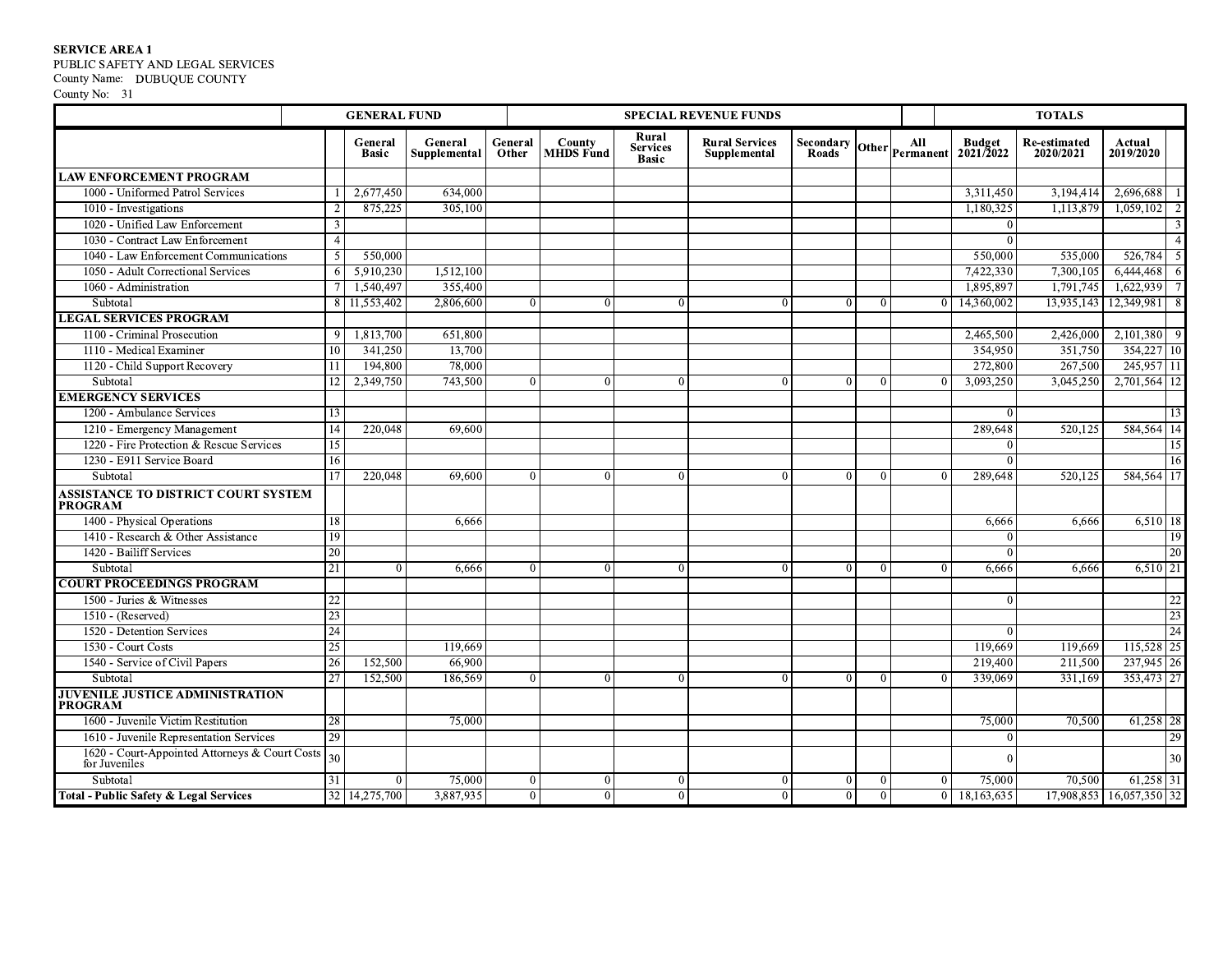**SERVICE AREA 1**
PUBLIC SAFETY AND LEGAL SERVICES
County Name: DUBUQUE COUNTY
County No: 31

| | | GENERAL FUND | | | SPECIAL REVENUE FUNDS | | | | | | TOTALS | | | |
|---|---|---|---|---|---|---|---|---|---|---|---|---|---|---|
| | | General Basic | General Supplemental | General Other | County MHDS Fund | Rural Services Basic | Rural Services Supplemental | Secondary Roads | Other | All Permanent | Budget 2021/2022 | Re-estimated 2020/2021 | Actual 2019/2020 | |
| **LAW ENFORCEMENT PROGRAM** | | | | | | | | | | | | | | |
| 1000 - Uniformed Patrol Services | 1 | 2,677,450 | 634,000 | | | | | | | | 3,311,450 | 3,194,414 | 2,696,688 | 1 |
| 1010 - Investigations | 2 | 875,225 | 305,100 | | | | | | | | 1,180,325 | 1,113,879 | 1,059,102 | 2 |
| 1020 - Unified Law Enforcement | 3 | | | | | | | | | | 0 | | | 3 |
| 1030 - Contract Law Enforcement | 4 | | | | | | | | | | 0 | | | 4 |
| 1040 - Law Enforcement Communications | 5 | 550,000 | | | | | | | | | 550,000 | 535,000 | 526,784 | 5 |
| 1050 - Adult Correctional Services | 6 | 5,910,230 | 1,512,100 | | | | | | | | 7,422,330 | 7,300,105 | 6,444,468 | 6 |
| 1060 - Administration | 7 | 1,540,497 | 355,400 | | | | | | | | 1,895,897 | 1,791,745 | 1,622,939 | 7 |
| Subtotal | 8 | 11,553,402 | 2,806,600 | 0 | 0 | 0 | 0 | 0 | 0 | 0 | 14,360,002 | 13,935,143 | 12,349,981 | 8 |
| **LEGAL SERVICES PROGRAM** | | | | | | | | | | | | | | |
| 1100 - Criminal Prosecution | 9 | 1,813,700 | 651,800 | | | | | | | | 2,465,500 | 2,426,000 | 2,101,380 | 9 |
| 1110 - Medical Examiner | 10 | 341,250 | 13,700 | | | | | | | | 354,950 | 351,750 | 354,227 | 10 |
| 1120 - Child Support Recovery | 11 | 194,800 | 78,000 | | | | | | | | 272,800 | 267,500 | 245,957 | 11 |
| Subtotal | 12 | 2,349,750 | 743,500 | 0 | 0 | 0 | 0 | 0 | 0 | 0 | 3,093,250 | 3,045,250 | 2,701,564 | 12 |
| **EMERGENCY SERVICES** | | | | | | | | | | | | | | |
| 1200 - Ambulance Services | 13 | | | | | | | | | | 0 | | | 13 |
| 1210 - Emergency Management | 14 | 220,048 | 69,600 | | | | | | | | 289,648 | 520,125 | 584,564 | 14 |
| 1220 - Fire Protection & Rescue Services | 15 | | | | | | | | | | 0 | | | 15 |
| 1230 - E911 Service Board | 16 | | | | | | | | | | 0 | | | 16 |
| Subtotal | 17 | 220,048 | 69,600 | 0 | 0 | 0 | 0 | 0 | 0 | 0 | 289,648 | 520,125 | 584,564 | 17 |
| **ASSISTANCE TO DISTRICT COURT SYSTEM PROGRAM** | | | | | | | | | | | | | | |
| 1400 - Physical Operations | 18 | | 6,666 | | | | | | | | 6,666 | 6,666 | 6,510 | 18 |
| 1410 - Research & Other Assistance | 19 | | | | | | | | | | 0 | | | 19 |
| 1420 - Bailiff Services | 20 | | | | | | | | | | 0 | | | 20 |
| Subtotal | 21 | 0 | 6,666 | 0 | 0 | 0 | 0 | 0 | 0 | 0 | 6,666 | 6,666 | 6,510 | 21 |
| **COURT PROCEEDINGS PROGRAM** | | | | | | | | | | | | | | |
| 1500 - Juries & Witnesses | 22 | | | | | | | | | | 0 | | | 22 |
| 1510 - (Reserved) | 23 | | | | | | | | | | | | | 23 |
| 1520 - Detention Services | 24 | | | | | | | | | | 0 | | | 24 |
| 1530 - Court Costs | 25 | | 119,669 | | | | | | | | 119,669 | 119,669 | 115,528 | 25 |
| 1540 - Service of Civil Papers | 26 | 152,500 | 66,900 | | | | | | | | 219,400 | 211,500 | 237,945 | 26 |
| Subtotal | 27 | 152,500 | 186,569 | 0 | 0 | 0 | 0 | 0 | 0 | 0 | 339,069 | 331,169 | 353,473 | 27 |
| **JUVENILE JUSTICE ADMINISTRATION PROGRAM** | | | | | | | | | | | | | | |
| 1600 - Juvenile Victim Restitution | 28 | | 75,000 | | | | | | | | 75,000 | 70,500 | 61,258 | 28 |
| 1610 - Juvenile Representation Services | 29 | | | | | | | | | | 0 | | | 29 |
| 1620 - Court-Appointed Attorneys & Court Costs for Juveniles | 30 | | | | | | | | | | 0 | | | 30 |
| Subtotal | 31 | 0 | 75,000 | 0 | 0 | 0 | 0 | 0 | 0 | 0 | 75,000 | 70,500 | 61,258 | 31 |
| **Total - Public Safety & Legal Services** | 32 | 14,275,700 | 3,887,935 | 0 | 0 | 0 | 0 | 0 | 0 | 0 | 18,163,635 | 17,908,853 | 16,057,350 | 32 |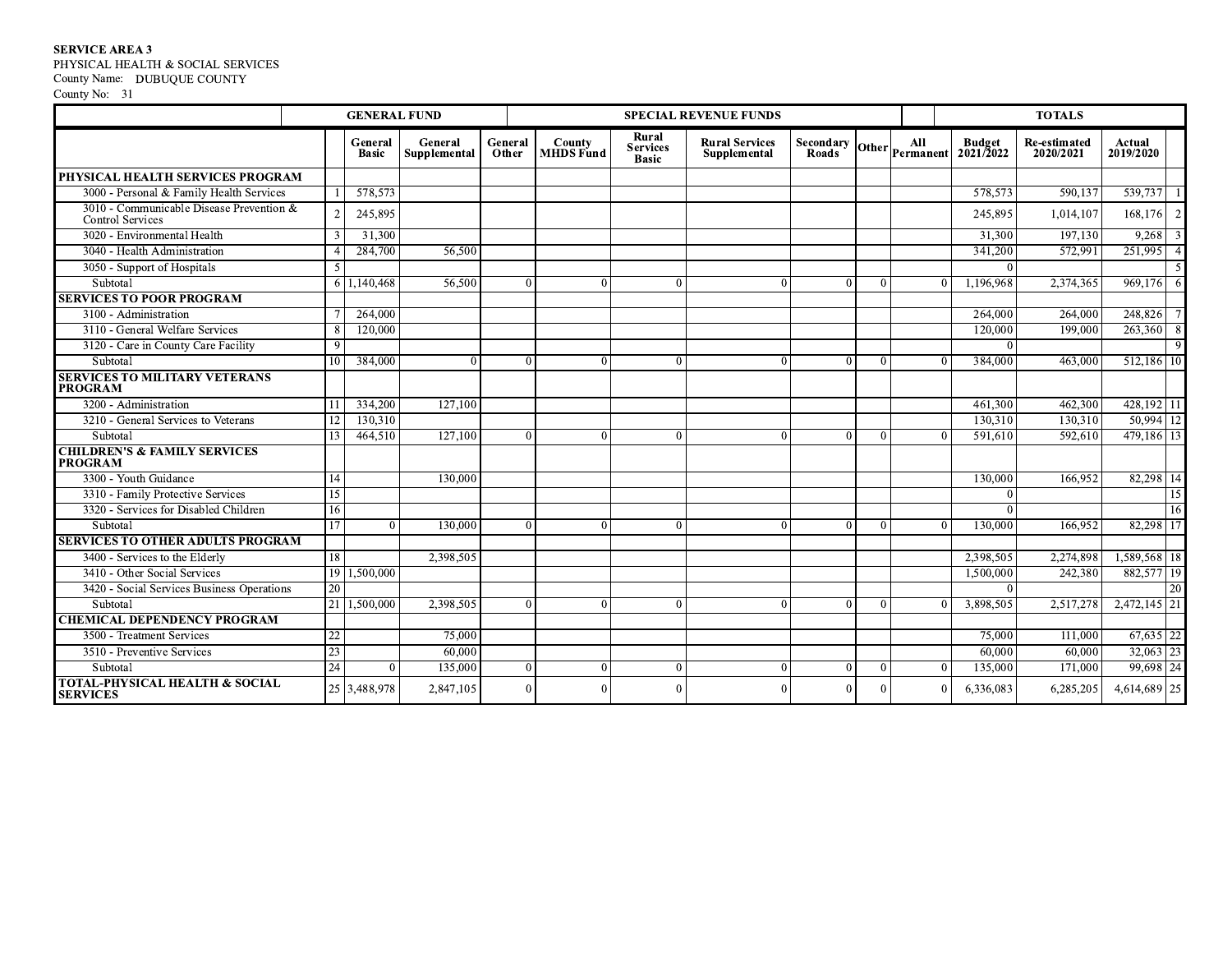**SERVICE AREA 3**
PHYSICAL HEALTH & SOCIAL SERVICES
County Name: DUBUQUE COUNTY
County No: 31

| | | GENERAL FUND | | | SPECIAL REVENUE FUNDS | | | | | | TOTALS | | | |
|---|---|---|---|---|---|---|---|---|---|---|---|---|---|---|
| | | General Basic | General Supplemental | General Other | County MHDS Fund | Rural Services Basic | Rural Services Supplemental | Secondary Roads | Other | All Permanent | Budget 2021/2022 | Re-estimated 2020/2021 | Actual 2019/2020 | |
| **PHYSICAL HEALTH SERVICES PROGRAM** | | | | | | | | | | | | | | |
| 3000 - Personal & Family Health Services | 1 | 578,573 | | | | | | | | | 578,573 | 590,137 | 539,737 | 1 |
| 3010 - Communicable Disease Prevention & Control Services | 2 | 245,895 | | | | | | | | | 245,895 | 1,014,107 | 168,176 | 2 |
| 3020 - Environmental Health | 3 | 31,300 | | | | | | | | | 31,300 | 197,130 | 9,268 | 3 |
| 3040 - Health Administration | 4 | 284,700 | 56,500 | | | | | | | | 341,200 | 572,991 | 251,995 | 4 |
| 3050 - Support of Hospitals | 5 | | | | | | | | | | 0 | | | 5 |
| Subtotal | 6 | 1,140,468 | 56,500 | 0 | 0 | 0 | 0 | 0 | 0 | 0 | 1,196,968 | 2,374,365 | 969,176 | 6 |
| **SERVICES TO POOR PROGRAM** | | | | | | | | | | | | | | |
| 3100 - Administration | 7 | 264,000 | | | | | | | | | 264,000 | 264,000 | 248,826 | 7 |
| 3110 - General Welfare Services | 8 | 120,000 | | | | | | | | | 120,000 | 199,000 | 263,360 | 8 |
| 3120 - Care in County Care Facility | 9 | | | | | | | | | | 0 | | | 9 |
| Subtotal | 10 | 384,000 | 0 | 0 | 0 | 0 | 0 | 0 | 0 | 0 | 384,000 | 463,000 | 512,186 | 10 |
| **SERVICES TO MILITARY VETERANS PROGRAM** | | | | | | | | | | | | | | |
| 3200 - Administration | 11 | 334,200 | 127,100 | | | | | | | | 461,300 | 462,300 | 428,192 | 11 |
| 3210 - General Services to Veterans | 12 | 130,310 | | | | | | | | | 130,310 | 130,310 | 50,994 | 12 |
| Subtotal | 13 | 464,510 | 127,100 | 0 | 0 | 0 | 0 | 0 | 0 | 0 | 591,610 | 592,610 | 479,186 | 13 |
| **CHILDREN'S & FAMILY SERVICES PROGRAM** | | | | | | | | | | | | | | |
| 3300 - Youth Guidance | 14 | | 130,000 | | | | | | | | 130,000 | 166,952 | 82,298 | 14 |
| 3310 - Family Protective Services | 15 | | | | | | | | | | 0 | | | 15 |
| 3320 - Services for Disabled Children | 16 | | | | | | | | | | 0 | | | 16 |
| Subtotal | 17 | 0 | 130,000 | 0 | 0 | 0 | 0 | 0 | 0 | 0 | 130,000 | 166,952 | 82,298 | 17 |
| **SERVICES TO OTHER ADULTS PROGRAM** | | | | | | | | | | | | | | |
| 3400 - Services to the Elderly | 18 | | 2,398,505 | | | | | | | | 2,398,505 | 2,274,898 | 1,589,568 | 18 |
| 3410 - Other Social Services | 19 | 1,500,000 | | | | | | | | | 1,500,000 | 242,380 | 882,577 | 19 |
| 3420 - Social Services Business Operations | 20 | | | | | | | | | | 0 | | | 20 |
| Subtotal | 21 | 1,500,000 | 2,398,505 | 0 | 0 | 0 | 0 | 0 | 0 | 0 | 3,898,505 | 2,517,278 | 2,472,145 | 21 |
| **CHEMICAL DEPENDENCY PROGRAM** | | | | | | | | | | | | | | |
| 3500 - Treatment Services | 22 | | 75,000 | | | | | | | | 75,000 | 111,000 | 67,635 | 22 |
| 3510 - Preventive Services | 23 | | 60,000 | | | | | | | | 60,000 | 60,000 | 32,063 | 23 |
| Subtotal | 24 | 0 | 135,000 | 0 | 0 | 0 | 0 | 0 | 0 | 0 | 135,000 | 171,000 | 99,698 | 24 |
| **TOTAL-PHYSICAL HEALTH & SOCIAL SERVICES** | 25 | 3,488,978 | 2,847,105 | 0 | 0 | 0 | 0 | 0 | 0 | 0 | 6,336,083 | 6,285,205 | 4,614,689 | 25 |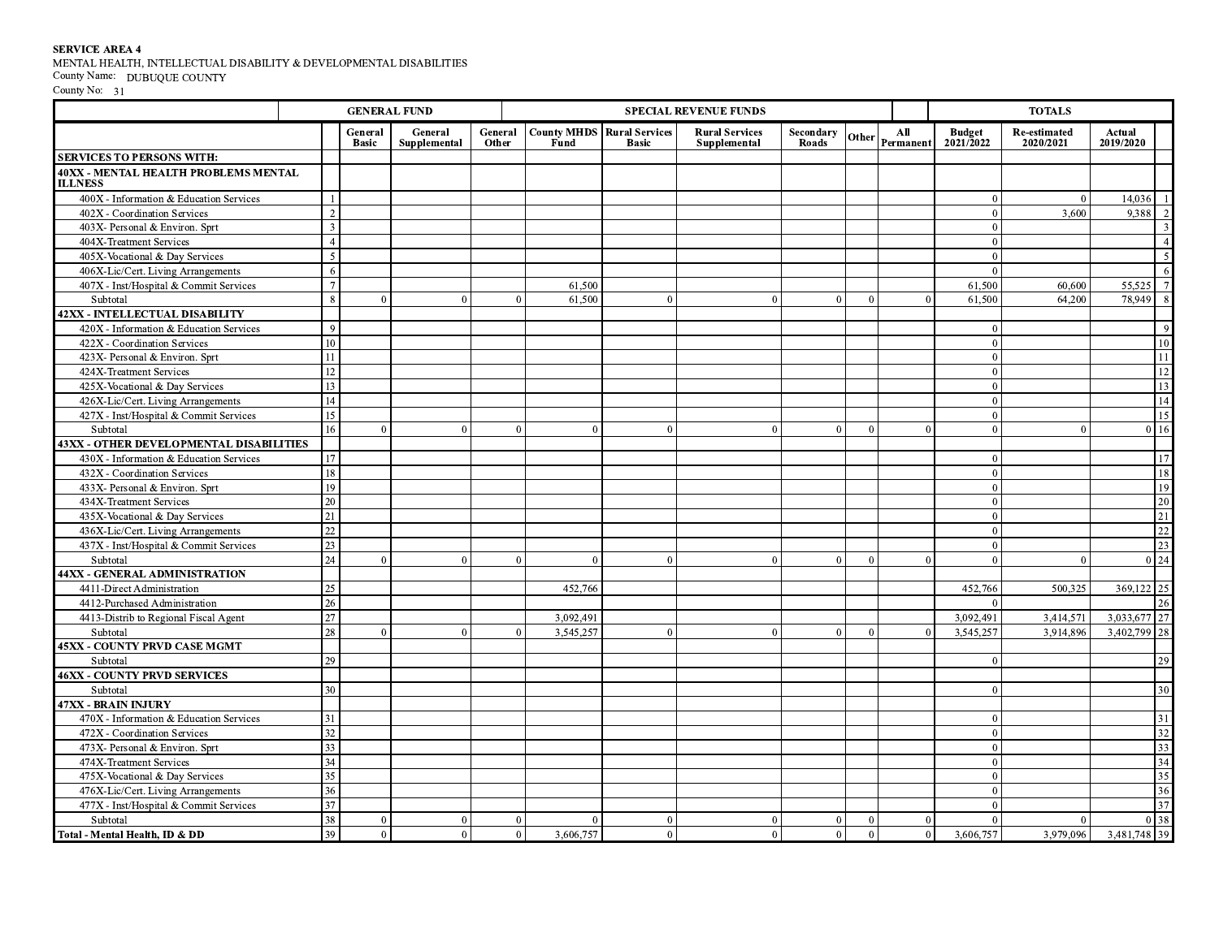**SERVICE AREA 4**

MENTAL HEALTH, INTELLECTUAL DISABILITY & DEVELOPMENTAL DISABILITIES

County Name: DUBUQUE COUNTY

County No: 31

| | | GENERAL FUND | | | SPECIAL REVENUE FUNDS | | | | | | TOTALS | | | |
|---|---|---|---|---|---|---|---|---|---|---|---|---|---|---|
| | | General Basic | General Supplemental | General Other | County MHDS Fund | Rural Services Basic | Rural Services Supplemental | Secondary Roads | Other | All Permanent | Budget 2021/2022 | Re-estimated 2020/2021 | Actual 2019/2020 | |
| **SERVICES TO PERSONS WITH:** | | | | | | | | | | | | | | |
| **40XX - MENTAL HEALTH PROBLEMS MENTAL ILLNESS** | | | | | | | | | | | | | | |
| 400X - Information & Education Services | 1 | | | | | | | | | | 0 | 0 | 14,036 | 1 |
| 402X - Coordination Services | 2 | | | | | | | | | | 0 | 3,600 | 9,388 | 2 |
| 403X- Personal & Environ. Sprt | 3 | | | | | | | | | | 0 | | | 3 |
| 404X-Treatment Services | 4 | | | | | | | | | | 0 | | | 4 |
| 405X-Vocational & Day Services | 5 | | | | | | | | | | 0 | | | 5 |
| 406X-Lic/Cert. Living Arrangements | 6 | | | | | | | | | | 0 | | | 6 |
| 407X - Inst/Hospital & Commit Services | 7 | | | | 61,500 | | | | | | 61,500 | 60,600 | 55,525 | 7 |
| Subtotal | 8 | 0 | 0 | 0 | 61,500 | 0 | 0 | 0 | 0 | 0 | 61,500 | 64,200 | 78,949 | 8 |
| **42XX - INTELLECTUAL DISABILITY** | | | | | | | | | | | | | | |
| 420X - Information & Education Services | 9 | | | | | | | | | | 0 | | | 9 |
| 422X - Coordination Services | 10 | | | | | | | | | | 0 | | | 10 |
| 423X- Personal & Environ. Sprt | 11 | | | | | | | | | | 0 | | | 11 |
| 424X-Treatment Services | 12 | | | | | | | | | | 0 | | | 12 |
| 425X-Vocational & Day Services | 13 | | | | | | | | | | 0 | | | 13 |
| 426X-Lic/Cert. Living Arrangements | 14 | | | | | | | | | | 0 | | | 14 |
| 427X - Inst/Hospital & Commit Services | 15 | | | | | | | | | | 0 | | | 15 |
| Subtotal | 16 | 0 | 0 | 0 | 0 | 0 | 0 | 0 | 0 | 0 | 0 | 0 | 0 | 16 |
| **43XX - OTHER DEVELOPMENTAL DISABILITIES** | | | | | | | | | | | | | | |
| 430X - Information & Education Services | 17 | | | | | | | | | | 0 | | | 17 |
| 432X - Coordination Services | 18 | | | | | | | | | | 0 | | | 18 |
| 433X- Personal & Environ. Sprt | 19 | | | | | | | | | | 0 | | | 19 |
| 434X-Treatment Services | 20 | | | | | | | | | | 0 | | | 20 |
| 435X-Vocational & Day Services | 21 | | | | | | | | | | 0 | | | 21 |
| 436X-Lic/Cert. Living Arrangements | 22 | | | | | | | | | | 0 | | | 22 |
| 437X - Inst/Hospital & Commit Services | 23 | | | | | | | | | | 0 | | | 23 |
| Subtotal | 24 | 0 | 0 | 0 | 0 | 0 | 0 | 0 | 0 | 0 | 0 | 0 | 0 | 24 |
| **44XX - GENERAL ADMINISTRATION** | | | | | | | | | | | | | | |
| 4411-Direct Administration | 25 | | | | 452,766 | | | | | | 452,766 | 500,325 | 369,122 | 25 |
| 4412-Purchased Administration | 26 | | | | | | | | | | 0 | | | 26 |
| 4413-Distrib to Regional Fiscal Agent | 27 | | | | 3,092,491 | | | | | | 3,092,491 | 3,414,571 | 3,033,677 | 27 |
| Subtotal | 28 | 0 | 0 | 0 | 3,545,257 | 0 | 0 | 0 | 0 | 0 | 3,545,257 | 3,914,896 | 3,402,799 | 28 |
| **45XX - COUNTY PRVD CASE MGMT** | | | | | | | | | | | | | | |
| Subtotal | 29 | | | | | | | | | | 0 | | | 29 |
| **46XX - COUNTY PRVD SERVICES** | | | | | | | | | | | | | | |
| Subtotal | 30 | | | | | | | | | | 0 | | | 30 |
| **47XX - BRAIN INJURY** | | | | | | | | | | | | | | |
| 470X - Information & Education Services | 31 | | | | | | | | | | 0 | | | 31 |
| 472X - Coordination Services | 32 | | | | | | | | | | 0 | | | 32 |
| 473X- Personal & Environ. Sprt | 33 | | | | | | | | | | 0 | | | 33 |
| 474X-Treatment Services | 34 | | | | | | | | | | 0 | | | 34 |
| 475X-Vocational & Day Services | 35 | | | | | | | | | | 0 | | | 35 |
| 476X-Lic/Cert. Living Arrangements | 36 | | | | | | | | | | 0 | | | 36 |
| 477X - Inst/Hospital & Commit Services | 37 | | | | | | | | | | 0 | | | 37 |
| Subtotal | 38 | 0 | 0 | 0 | 0 | 0 | 0 | 0 | 0 | 0 | 0 | 0 | 0 | 38 |
| **Total - Mental Health, ID & DD** | 39 | 0 | 0 | 0 | 3,606,757 | 0 | 0 | 0 | 0 | 0 | 3,606,757 | 3,979,096 | 3,481,748 | 39 |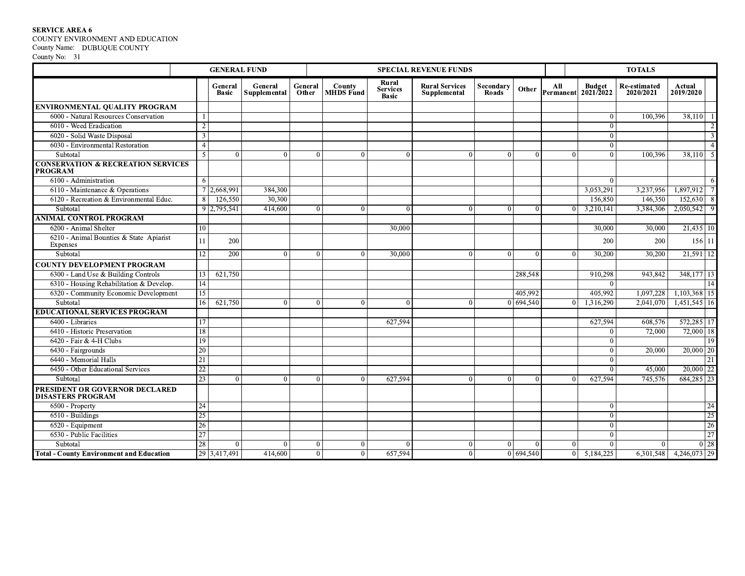**SERVICE AREA 6**
COUNTY ENVIRONMENT AND EDUCATION
County Name: DUBUQUE COUNTY
County No: 31

| | | GENERAL FUND | | | SPECIAL REVENUE FUNDS | | | | | | TOTALS | | | |
|---|---|---|---|---|---|---|---|---|---|---|---|---|---|---|
| | | General Basic | General Supplemental | General Other | County MHDS Fund | Rural Services Basic | Rural Services Supplemental | Secondary Roads | Other | All Permanent | Budget 2021/2022 | Re-estimated 2020/2021 | Actual 2019/2020 | |
| **ENVIRONMENTAL QUALITY PROGRAM** | | | | | | | | | | | | | | |
| 6000 - Natural Resources Conservation | 1 | | | | | | | | | | 0 | 100,396 | 38,110 | 1 |
| 6010 - Weed Eradication | 2 | | | | | | | | | | 0 | | | 2 |
| 6020 - Solid Waste Disposal | 3 | | | | | | | | | | 0 | | | 3 |
| 6030 - Environmental Restoration | 4 | | | | | | | | | | 0 | | | 4 |
| Subtotal | 5 | 0 | 0 | 0 | 0 | 0 | 0 | 0 | 0 | 0 | 0 | 100,396 | 38,110 | 5 |
| **CONSERVATION & RECREATION SERVICES PROGRAM** | | | | | | | | | | | | | | |
| 6100 - Administration | 6 | | | | | | | | | | 0 | | | 6 |
| 6110 - Maintenance & Operations | 7 | 2,668,991 | 384,300 | | | | | | | | 3,053,291 | 3,237,956 | 1,897,912 | 7 |
| 6120 - Recreation & Environmental Educ. | 8 | 126,550 | 30,300 | | | | | | | | 156,850 | 146,350 | 152,630 | 8 |
| Subtotal | 9 | 2,795,541 | 414,600 | 0 | 0 | 0 | 0 | 0 | 0 | 0 | 3,210,141 | 3,384,306 | 2,050,542 | 9 |
| **ANIMAL CONTROL PROGRAM** | | | | | | | | | | | | | | |
| 6200 - Animal Shelter | 10 | | | | | 30,000 | | | | | 30,000 | 30,000 | 21,435 | 10 |
| 6210 - Animal Bounties & State Apiarist Expenses | 11 | 200 | | | | | | | | | 200 | 200 | 156 | 11 |
| Subtotal | 12 | 200 | 0 | 0 | 0 | 30,000 | 0 | 0 | 0 | 0 | 30,200 | 30,200 | 21,591 | 12 |
| **COUNTY DEVELOPMENT PROGRAM** | | | | | | | | | | | | | | |
| 6300 - Land Use & Building Controls | 13 | 621,750 | | | | | | | 288,548 | | 910,298 | 943,842 | 348,177 | 13 |
| 6310 - Housing Rehabilitation & Develop. | 14 | | | | | | | | | | 0 | | | 14 |
| 6320 - Community Economic Development | 15 | | | | | | | | 405,992 | | 405,992 | 1,097,228 | 1,103,368 | 15 |
| Subtotal | 16 | 621,750 | 0 | 0 | 0 | 0 | 0 | 0 | 694,540 | 0 | 1,316,290 | 2,041,070 | 1,451,545 | 16 |
| **EDUCATIONAL SERVICES PROGRAM** | | | | | | | | | | | | | | |
| 6400 - Libraries | 17 | | | | | 627,594 | | | | | 627,594 | 608,576 | 572,285 | 17 |
| 6410 - Historic Preservation | 18 | | | | | | | | | | 0 | 72,000 | 72,000 | 18 |
| 6420 - Fair & 4-H Clubs | 19 | | | | | | | | | | 0 | | | 19 |
| 6430 - Fairgrounds | 20 | | | | | | | | | | 0 | 20,000 | 20,000 | 20 |
| 6440 - Memorial Halls | 21 | | | | | | | | | | 0 | | | 21 |
| 6450 - Other Educational Services | 22 | | | | | | | | | | 0 | 45,000 | 20,000 | 22 |
| Subtotal | 23 | 0 | 0 | 0 | 0 | 627,594 | 0 | 0 | 0 | 0 | 627,594 | 745,576 | 684,285 | 23 |
| **PRESIDENT OR GOVERNOR DECLARED DISASTERS PROGRAM** | | | | | | | | | | | | | | |
| 6500 - Property | 24 | | | | | | | | | | 0 | | | 24 |
| 6510 - Buildings | 25 | | | | | | | | | | 0 | | | 25 |
| 6520 - Equipment | 26 | | | | | | | | | | 0 | | | 26 |
| 6530 - Public Facilities | 27 | | | | | | | | | | 0 | | | 27 |
| Subtotal | 28 | 0 | 0 | 0 | 0 | 0 | 0 | 0 | 0 | 0 | 0 | 0 | 0 | 28 |
| **Total - County Environment and Education** | 29 | 3,417,491 | 414,600 | 0 | 0 | 657,594 | 0 | 0 | 694,540 | 0 | 5,184,225 | 6,301,548 | 4,246,073 | 29 |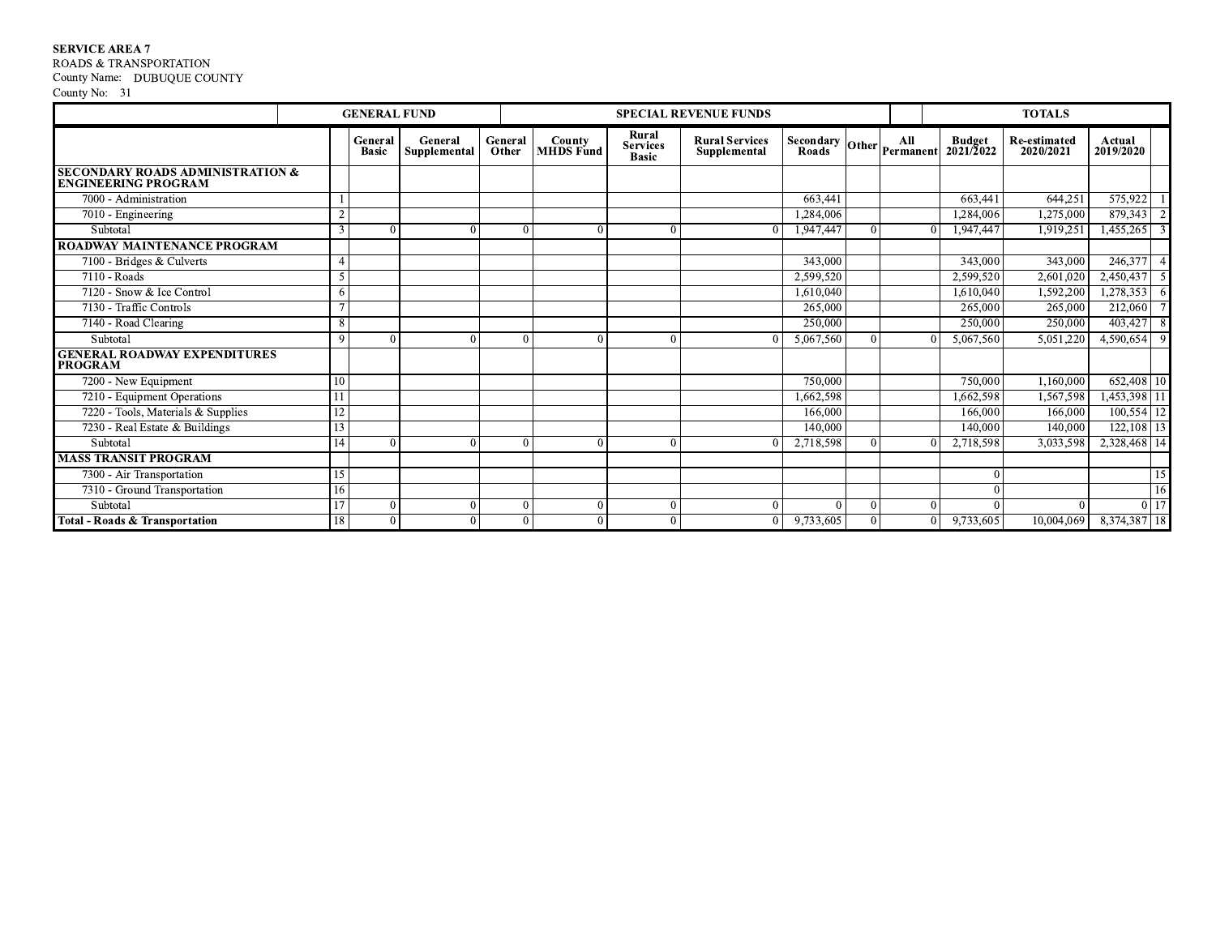**SERVICE AREA 7**
ROADS & TRANSPORTATION
County Name: DUBUQUE COUNTY
County No: 31

| | | GENERAL FUND | | | SPECIAL REVENUE FUNDS | | | | | | TOTALS | | | |
|---|---|---|---|---|---|---|---|---|---|---|---|---|---|---|
| | | General Basic | General Supplemental | General Other | County MHDS Fund | Rural Services Basic | Rural Services Supplemental | Secondary Roads | Other | All Permanent | Budget 2021/2022 | Re-estimated 2020/2021 | Actual 2019/2020 | |
| **SECONDARY ROADS ADMINISTRATION & ENGINEERING PROGRAM** | | | | | | | | | | | | | | |
| 7000 - Administration | 1 | | | | | | | 663,441 | | | 663,441 | 644,251 | 575,922 | 1 |
| 7010 - Engineering | 2 | | | | | | | 1,284,006 | | | 1,284,006 | 1,275,000 | 879,343 | 2 |
| Subtotal | 3 | 0 | 0 | 0 | 0 | 0 | 0 | 1,947,447 | 0 | 0 | 1,947,447 | 1,919,251 | 1,455,265 | 3 |
| **ROADWAY MAINTENANCE PROGRAM** | | | | | | | | | | | | | | |
| 7100 - Bridges & Culverts | 4 | | | | | | | 343,000 | | | 343,000 | 343,000 | 246,377 | 4 |
| 7110 - Roads | 5 | | | | | | | 2,599,520 | | | 2,599,520 | 2,601,020 | 2,450,437 | 5 |
| 7120 - Snow & Ice Control | 6 | | | | | | | 1,610,040 | | | 1,610,040 | 1,592,200 | 1,278,353 | 6 |
| 7130 - Traffic Controls | 7 | | | | | | | 265,000 | | | 265,000 | 265,000 | 212,060 | 7 |
| 7140 - Road Clearing | 8 | | | | | | | 250,000 | | | 250,000 | 250,000 | 403,427 | 8 |
| Subtotal | 9 | 0 | 0 | 0 | 0 | 0 | 0 | 5,067,560 | 0 | 0 | 5,067,560 | 5,051,220 | 4,590,654 | 9 |
| **GENERAL ROADWAY EXPENDITURES PROGRAM** | | | | | | | | | | | | | | |
| 7200 - New Equipment | 10 | | | | | | | 750,000 | | | 750,000 | 1,160,000 | 652,408 | 10 |
| 7210 - Equipment Operations | 11 | | | | | | | 1,662,598 | | | 1,662,598 | 1,567,598 | 1,453,398 | 11 |
| 7220 - Tools, Materials & Supplies | 12 | | | | | | | 166,000 | | | 166,000 | 166,000 | 100,554 | 12 |
| 7230 - Real Estate & Buildings | 13 | | | | | | | 140,000 | | | 140,000 | 140,000 | 122,108 | 13 |
| Subtotal | 14 | 0 | 0 | 0 | 0 | 0 | 0 | 2,718,598 | 0 | 0 | 2,718,598 | 3,033,598 | 2,328,468 | 14 |
| **MASS TRANSIT PROGRAM** | | | | | | | | | | | | | | |
| 7300 - Air Transportation | 15 | | | | | | | | | | 0 | | | 15 |
| 7310 - Ground Transportation | 16 | | | | | | | | | | 0 | | | 16 |
| Subtotal | 17 | 0 | 0 | 0 | 0 | 0 | 0 | 0 | 0 | 0 | 0 | 0 | 0 | 17 |
| **Total - Roads & Transportation** | 18 | 0 | 0 | 0 | 0 | 0 | 0 | 9,733,605 | 0 | 0 | 9,733,605 | 10,004,069 | 8,374,387 | 18 |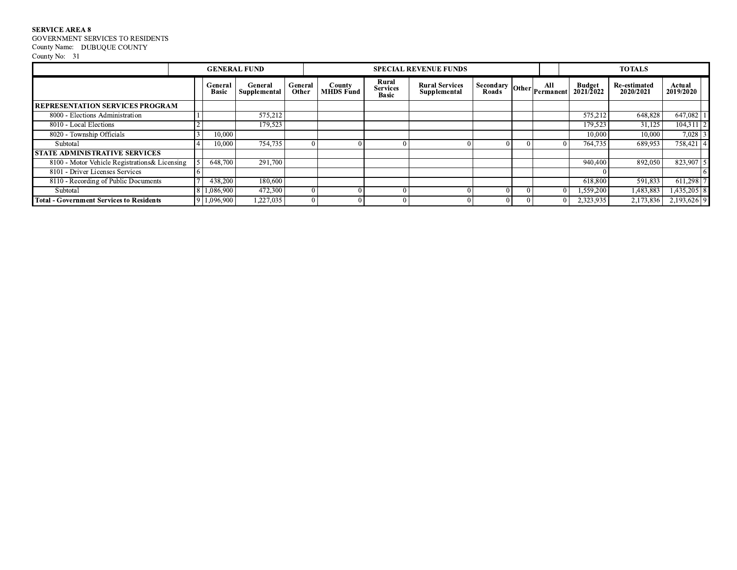**SERVICE AREA 8**
GOVERNMENT SERVICES TO RESIDENTS
County Name: DUBUQUE COUNTY
County No: 31

| | | GENERAL FUND | | | SPECIAL REVENUE FUNDS | | | | | | TOTALS | | | |
|---|---|---|---|---|---|---|---|---|---|---|---|---|---|---|
| | | General Basic | General Supplemental | General Other | County MHDS Fund | Rural Services Basic | Rural Services Supplemental | Secondary Roads | Other | All Permanent | Budget 2021/2022 | Re-estimated 2020/2021 | Actual 2019/2020 | |
| **REPRESENTATION SERVICES PROGRAM** | | | | | | | | | | | | | | |
| 8000 - Elections Administration | 1 | | 575,212 | | | | | | | | 575,212 | 648,828 | 647,082 | 1 |
| 8010 - Local Elections | 2 | | 179,523 | | | | | | | | 179,523 | 31,125 | 104,311 | 2 |
| 8020 - Township Officials | 3 | 10,000 | | | | | | | | | 10,000 | 10,000 | 7,028 | 3 |
| Subtotal | 4 | 10,000 | 754,735 | 0 | 0 | 0 | 0 | 0 | 0 | 0 | 764,735 | 689,953 | 758,421 | 4 |
| **STATE ADMINISTRATIVE SERVICES** | | | | | | | | | | | | | | |
| 8100 - Motor Vehicle Registrations& Licensing | 5 | 648,700 | 291,700 | | | | | | | | 940,400 | 892,050 | 823,907 | 5 |
| 8101 - Driver Licenses Services | 6 | | | | | | | | | | 0 | | | 6 |
| 8110 - Recording of Public Documents | 7 | 438,200 | 180,600 | | | | | | | | 618,800 | 591,833 | 611,298 | 7 |
| Subtotal | 8 | 1,086,900 | 472,300 | 0 | 0 | 0 | 0 | 0 | 0 | 0 | 1,559,200 | 1,483,883 | 1,435,205 | 8 |
| **Total - Government Services to Residents** | 9 | 1,096,900 | 1,227,035 | 0 | 0 | 0 | 0 | 0 | 0 | 0 | 2,323,935 | 2,173,836 | 2,193,626 | 9 |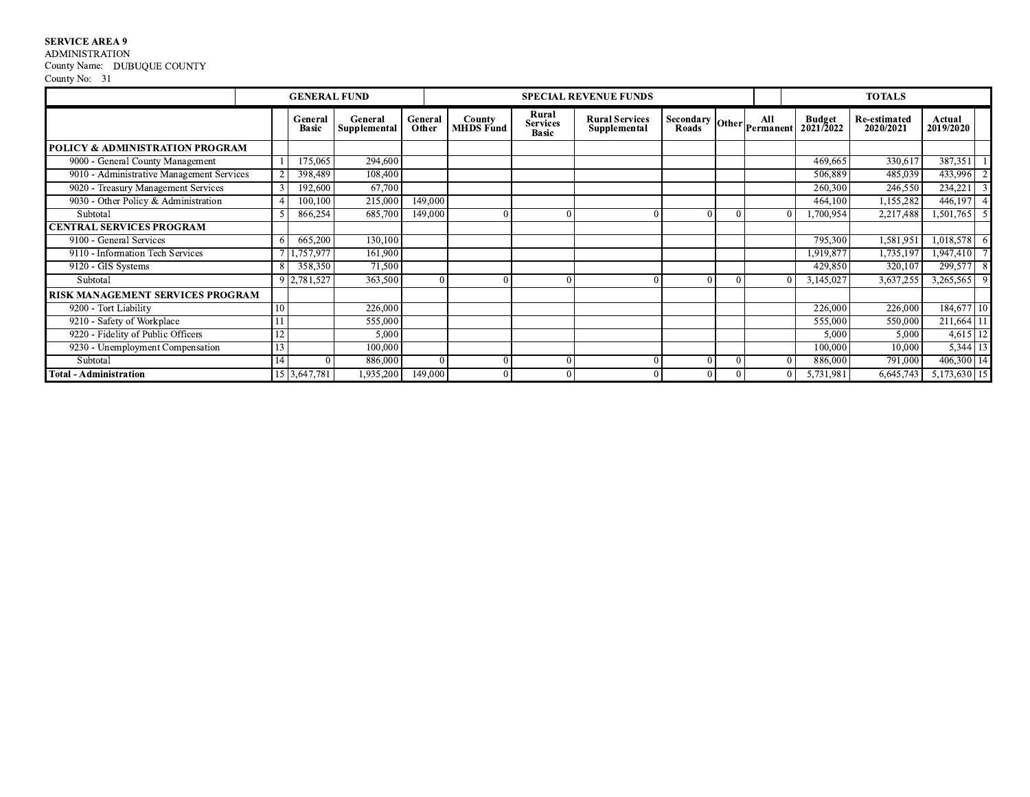**SERVICE AREA 9**
ADMINISTRATION
County Name: DUBUQUE COUNTY
County No: 31

| | | GENERAL FUND | | | SPECIAL REVENUE FUNDS | | | | | | TOTALS | | | |
|---|---|---|---|---|---|---|---|---|---|---|---|---|---|---|
| | | General Basic | General Supplemental | General Other | County MHDS Fund | Rural Services Basic | Rural Services Supplemental | Secondary Roads | Other | All Permanent | Budget 2021/2022 | Re-estimated 2020/2021 | Actual 2019/2020 | |
| **POLICY & ADMINISTRATION PROGRAM** | | | | | | | | | | | | | | |
| 9000 - General County Management | 1 | 175,065 | 294,600 | | | | | | | | 469,665 | 330,617 | 387,351 | 1 |
| 9010 - Administrative Management Services | 2 | 398,489 | 108,400 | | | | | | | | 506,889 | 485,039 | 433,996 | 2 |
| 9020 - Treasury Management Services | 3 | 192,600 | 67,700 | | | | | | | | 260,300 | 246,550 | 234,221 | 3 |
| 9030 - Other Policy & Administration | 4 | 100,100 | 215,000 | 149,000 | | | | | | | 464,100 | 1,155,282 | 446,197 | 4 |
| Subtotal | 5 | 866,254 | 685,700 | 149,000 | 0 | 0 | 0 | 0 | 0 | 0 | 1,700,954 | 2,217,488 | 1,501,765 | 5 |
| **CENTRAL SERVICES PROGRAM** | | | | | | | | | | | | | | |
| 9100 - General Services | 6 | 665,200 | 130,100 | | | | | | | | 795,300 | 1,581,951 | 1,018,578 | 6 |
| 9110 - Information Tech Services | 7 | 1,757,977 | 161,900 | | | | | | | | 1,919,877 | 1,735,197 | 1,947,410 | 7 |
| 9120 - GIS Systems | 8 | 358,350 | 71,500 | | | | | | | | 429,850 | 320,107 | 299,577 | 8 |
| Subtotal | 9 | 2,781,527 | 363,500 | 0 | 0 | 0 | 0 | 0 | 0 | 0 | 3,145,027 | 3,637,255 | 3,265,565 | 9 |
| **RISK MANAGEMENT SERVICES PROGRAM** | | | | | | | | | | | | | | |
| 9200 - Tort Liability | 10 | | 226,000 | | | | | | | | 226,000 | 226,000 | 184,677 | 10 |
| 9210 - Safety of Workplace | 11 | | 555,000 | | | | | | | | 555,000 | 550,000 | 211,664 | 11 |
| 9220 - Fidelity of Public Officers | 12 | | 5,000 | | | | | | | | 5,000 | 5,000 | 4,615 | 12 |
| 9230 - Unemployment Compensation | 13 | | 100,000 | | | | | | | | 100,000 | 10,000 | 5,344 | 13 |
| Subtotal | 14 | 0 | 886,000 | 0 | 0 | 0 | 0 | 0 | 0 | 0 | 886,000 | 791,000 | 406,300 | 14 |
| **Total - Administration** | 15 | 3,647,781 | 1,935,200 | 149,000 | 0 | 0 | 0 | 0 | 0 | 0 | 5,731,981 | 6,645,743 | 5,173,630 | 15 |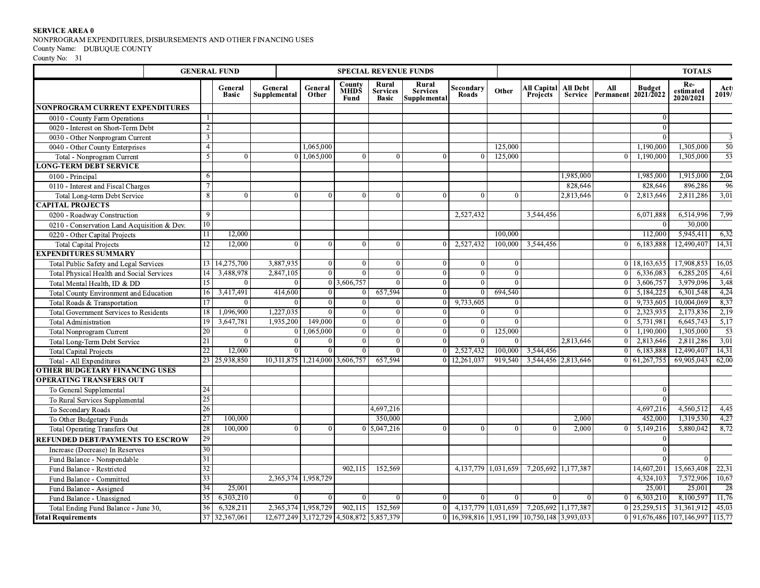**SERVICE AREA 0**
NONPROGRAM EXPENDITURES, DISBURSEMENTS AND OTHER FINANCING USES
County Name: DUBUQUE COUNTY
County No: 31

| | | GENERAL FUND | | | SPECIAL REVENUE FUNDS | | | | | | | | TOTALS | | |
|---|---|---|---|---|---|---|---|---|---|---|---|---|---|---|---|
| | | General Basic | General Supplemental | General Other | County MHDS Fund | Rural Services Basic | Rural Services Supplemental | Secondary Roads | Other | All Capital Projects | All Debt Service | All Permanent | Budget 2021/2022 | Re-estimated 2020/2021 | Act 2019/ |
| **NONPROGRAM CURRENT EXPENDITURES** | | | | | | | | | | | | | | | |
| 0010 - County Farm Operations | 1 | | | | | | | | | | | | 0 | | |
| 0020 - Interest on Short-Term Debt | 2 | | | | | | | | | | | | 0 | | |
| 0030 - Other Nonprogram Current | 3 | | | | | | | | | | | | 0 | | 3 |
| 0040 - Other County Enterprises | 4 | | | 1,065,000 | | | | | 125,000 | | | | 1,190,000 | 1,305,000 | 50 |
| Total - Nonprogram Current | 5 | 0 | 0 | 1,065,000 | 0 | 0 | 0 | 0 | 125,000 | | | 0 | 1,190,000 | 1,305,000 | 53 |
| **LONG-TERM DEBT SERVICE** | | | | | | | | | | | | | | | |
| 0100 - Principal | 6 | | | | | | | | | | 1,985,000 | | 1,985,000 | 1,915,000 | 2,04 |
| 0110 - Interest and Fiscal Charges | 7 | | | | | | | | | | 828,646 | | 828,646 | 896,286 | 96 |
| Total Long-term Debt Service | 8 | 0 | 0 | 0 | 0 | 0 | 0 | 0 | 0 | | 2,813,646 | 0 | 2,813,646 | 2,811,286 | 3,01 |
| **CAPITAL PROJECTS** | | | | | | | | | | | | | | | |
| 0200 - Roadway Construction | 9 | | | | | | | 2,527,432 | | 3,544,456 | | | 6,071,888 | 6,514,996 | 7,99 |
| 0210 - Conservation Land Acquisition & Dev. | 10 | | | | | | | | | | | | 0 | 30,000 | |
| 0220 - Other Capital Projects | 11 | 12,000 | | | | | | | 100,000 | | | | 112,000 | 5,945,411 | 6,32 |
| Total Capital Projects | 12 | 12,000 | 0 | 0 | 0 | 0 | 0 | 2,527,432 | 100,000 | 3,544,456 | | 0 | 6,183,888 | 12,490,407 | 14,31 |
| **EXPENDITURES SUMMARY** | | | | | | | | | | | | | | | |
| Total Public Safety and Legal Services | 13 | 14,275,700 | 3,887,935 | 0 | 0 | 0 | 0 | 0 | 0 | | | 0 | 18,163,635 | 17,908,853 | 16,05 |
| Total Physical Health and Social Services | 14 | 3,488,978 | 2,847,105 | 0 | 0 | 0 | 0 | 0 | 0 | | | 0 | 6,336,083 | 6,285,205 | 4,61 |
| Total Mental Health, ID & DD | 15 | 0 | 0 | 0 | 3,606,757 | 0 | 0 | 0 | 0 | | | 0 | 3,606,757 | 3,979,096 | 3,48 |
| Total County Environment and Education | 16 | 3,417,491 | 414,600 | 0 | 0 | 657,594 | 0 | 0 | 694,540 | | | 0 | 5,184,225 | 6,301,548 | 4,24 |
| Total Roads & Transportation | 17 | 0 | 0 | 0 | 0 | 0 | 0 | 9,733,605 | 0 | | | 0 | 9,733,605 | 10,004,069 | 8,37 |
| Total Government Services to Residents | 18 | 1,096,900 | 1,227,035 | 0 | 0 | 0 | 0 | 0 | 0 | | | 0 | 2,323,935 | 2,173,836 | 2,19 |
| Total Administration | 19 | 3,647,781 | 1,935,200 | 149,000 | 0 | 0 | 0 | 0 | 0 | | | 0 | 5,731,981 | 6,645,743 | 5,17 |
| Total Nonprogram Current | 20 | 0 | 0 | 1,065,000 | 0 | 0 | 0 | 0 | 125,000 | | | 0 | 1,190,000 | 1,305,000 | 53 |
| Total Long-Term Debt Service | 21 | 0 | 0 | 0 | 0 | 0 | 0 | 0 | 0 | | 2,813,646 | 0 | 2,813,646 | 2,811,286 | 3,01 |
| Total Capital Projects | 22 | 12,000 | 0 | 0 | 0 | 0 | 0 | 2,527,432 | 100,000 | 3,544,456 | | 0 | 6,183,888 | 12,490,407 | 14,31 |
| Total - All Expenditures | 23 | 25,938,850 | 10,311,875 | 1,214,000 | 3,606,757 | 657,594 | 0 | 12,261,037 | 919,540 | 3,544,456 | 2,813,646 | 0 | 61,267,755 | 69,905,043 | 62,00 |
| **OTHER BUDGETARY FINANCING USES** | | | | | | | | | | | | | | | |
| **OPERATING TRANSFERS OUT** | | | | | | | | | | | | | | | |
| To General Supplemental | 24 | | | | | | | | | | | | 0 | | |
| To Rural Services Supplemental | 25 | | | | | | | | | | | | 0 | | |
| To Secondary Roads | 26 | | | | | 4,697,216 | | | | | | | 4,697,216 | 4,560,512 | 4,45 |
| To Other Budgetary Funds | 27 | 100,000 | | | | 350,000 | | | | | 2,000 | | 452,000 | 1,319,530 | 4,27 |
| Total Operating Transfers Out | 28 | 100,000 | 0 | 0 | 0 | 5,047,216 | 0 | 0 | 0 | 0 | 2,000 | 0 | 5,149,216 | 5,880,042 | 8,72 |
| **REFUNDED DEBT/PAYMENTS TO ESCROW** | 29 | | | | | | | | | | | | 0 | | |
| Increase (Decrease) In Reserves | 30 | | | | | | | | | | | | 0 | | |
| Fund Balance - Nonspendable | 31 | | | | | | | | | | | | 0 | 0 | |
| Fund Balance - Restricted | 32 | | | | 902,115 | 152,569 | | 4,137,779 | 1,031,659 | 7,205,692 | 1,177,387 | | 14,607,201 | 15,663,408 | 22,31 |
| Fund Balance - Committed | 33 | | 2,365,374 | 1,958,729 | | | | | | | | | 4,324,103 | 7,572,906 | 10,67 |
| Fund Balance - Assigned | 34 | 25,001 | | | | | | | | | | | 25,001 | 25,001 | 28 |
| Fund Balance - Unassigned | 35 | 6,303,210 | 0 | 0 | 0 | 0 | 0 | 0 | 0 | 0 | 0 | 0 | 6,303,210 | 8,100,597 | 11,76 |
| Total Ending Fund Balance - June 30, | 36 | 6,328,211 | 2,365,374 | 1,958,729 | 902,115 | 152,569 | 0 | 4,137,779 | 1,031,659 | 7,205,692 | 1,177,387 | 0 | 25,259,515 | 31,361,912 | 45,03 |
| **Total Requirements** | 37 | 32,367,061 | 12,677,249 | 3,172,729 | 4,508,872 | 5,857,379 | 0 | 16,398,816 | 1,951,199 | 10,750,148 | 3,993,033 | 0 | 91,676,486 | 107,146,997 | 115,77 |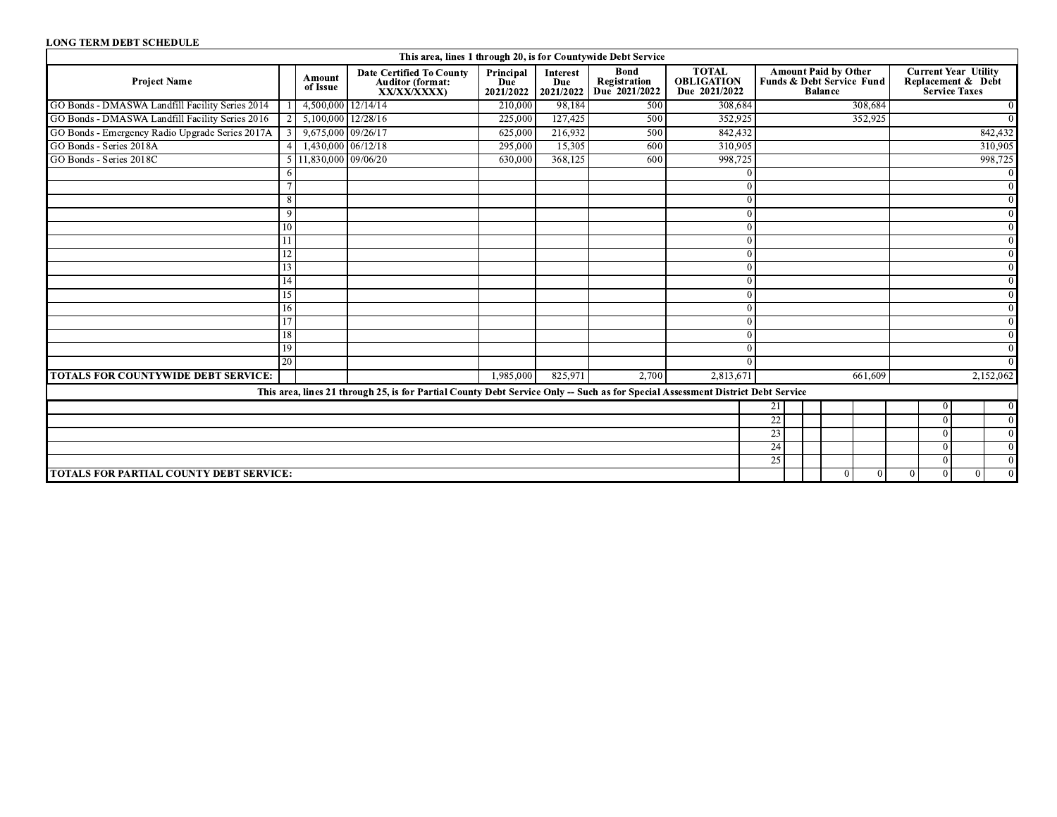**LONG TERM DEBT SCHEDULE**

| This area, lines 1 through 20, is for Countywide Debt Service | | | | | | | | | |
|---|---|---|---|---|---|---|---|---|---|
| **Project Name** | | **Amount of Issue** | **Date Certified To County Auditor (format: XX/XX/XXXX)** | **Principal Due 2021/2022** | **Interest Due 2021/2022** | **Bond Registration Due 2021/2022** | **TOTAL OBLIGATION Due 2021/2022** | **Amount Paid by Other Funds & Debt Service Fund Balance** | **Current Year Utility Replacement & Debt Service Taxes** |
| GO Bonds - DMASWA Landfill Facility Series 2014 | 1 | 4,500,000 | 12/14/14 | 210,000 | 98,184 | 500 | 308,684 | 308,684 | 0 |
| GO Bonds - DMASWA Landfill Facility Series 2016 | 2 | 5,100,000 | 12/28/16 | 225,000 | 127,425 | 500 | 352,925 | 352,925 | 0 |
| GO Bonds - Emergency Radio Upgrade Series 2017A | 3 | 9,675,000 | 09/26/17 | 625,000 | 216,932 | 500 | 842,432 | | 842,432 |
| GO Bonds - Series 2018A | 4 | 1,430,000 | 06/12/18 | 295,000 | 15,305 | 600 | 310,905 | | 310,905 |
| GO Bonds - Series 2018C | 5 | 11,830,000 | 09/06/20 | 630,000 | 368,125 | 600 | 998,725 | | 998,725 |
| | 6 | | | | | | 0 | | 0 |
| | 7 | | | | | | 0 | | 0 |
| | 8 | | | | | | 0 | | 0 |
| | 9 | | | | | | 0 | | 0 |
| | 10 | | | | | | 0 | | 0 |
| | 11 | | | | | | 0 | | 0 |
| | 12 | | | | | | 0 | | 0 |
| | 13 | | | | | | 0 | | 0 |
| | 14 | | | | | | 0 | | 0 |
| | 15 | | | | | | 0 | | 0 |
| | 16 | | | | | | 0 | | 0 |
| | 17 | | | | | | 0 | | 0 |
| | 18 | | | | | | 0 | | 0 |
| | 19 | | | | | | 0 | | 0 |
| | 20 | | | | | | 0 | | 0 |
| **TOTALS FOR COUNTYWIDE DEBT SERVICE:** | | | | 1,985,000 | 825,971 | 2,700 | 2,813,671 | 661,609 | 2,152,062 |

**This area, lines 21 through 25, is for Partial County Debt Service Only -- Such as for Special Assessment District Debt Service**

| | | | | | | | | | | | |
|---|---|---|---|---|---|---|---|---|---|---|---|
| | 21 | | | | | | | 0 | | 0 |
| | 22 | | | | | | | 0 | | 0 |
| | 23 | | | | | | | 0 | | 0 |
| | 24 | | | | | | | 0 | | 0 |
| | 25 | | | | | | | 0 | | 0 |
| **TOTALS FOR PARTIAL COUNTY DEBT SERVICE:** | | | | 0 | 0 | 0 | 0 | 0 | 0 |